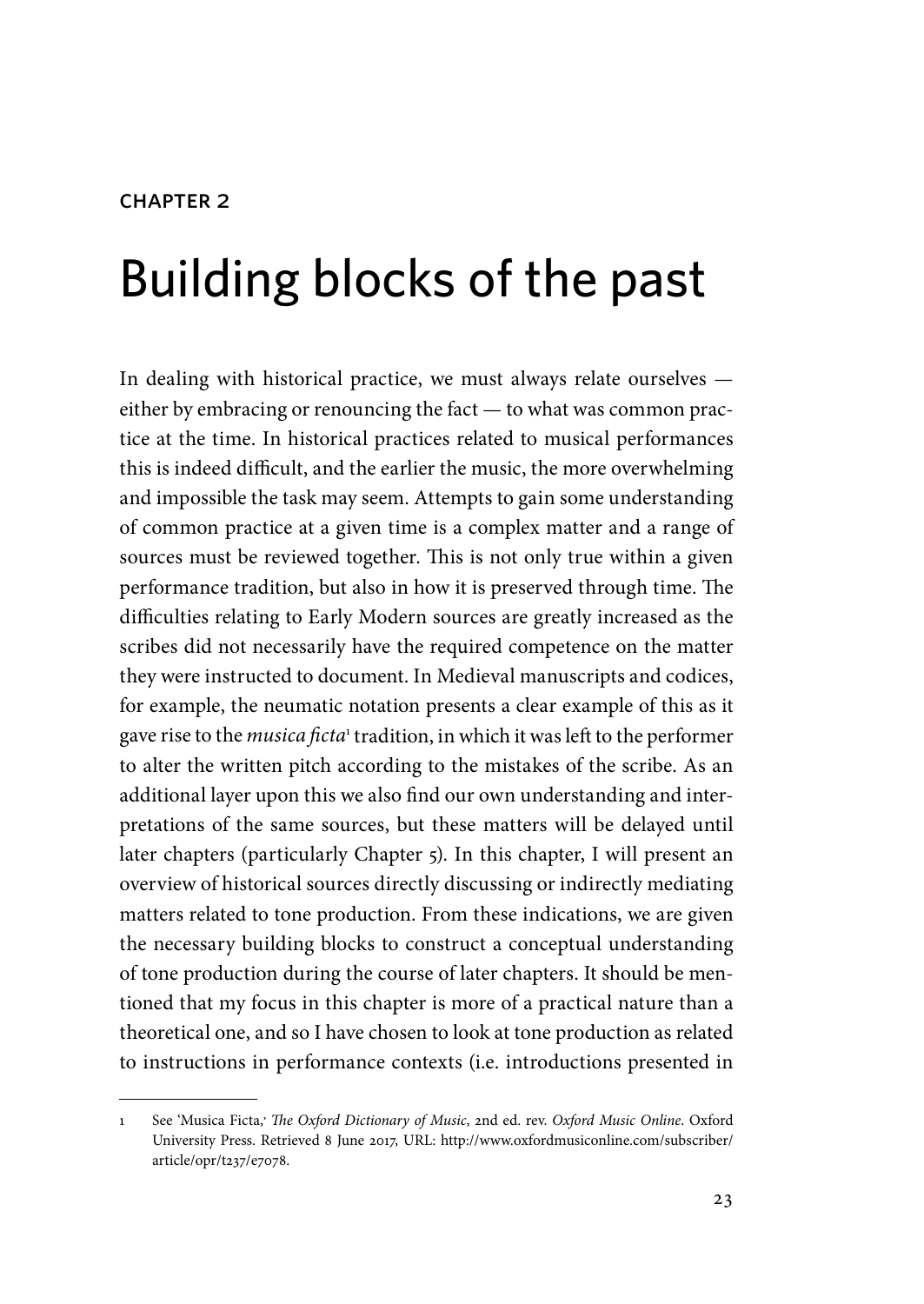CHAPTER 2

# Building blocks of the past

In dealing with historical practice, we must always relate ourselves — either by embracing or renouncing the fact — to what was common practice at the time. In historical practices related to musical performances this is indeed difficult, and the earlier the music, the more overwhelming and impossible the task may seem. Attempts to gain some understanding of common practice at a given time is a complex matter and a range of sources must be reviewed together. This is not only true within a given performance tradition, but also in how it is preserved through time. The difficulties relating to Early Modern sources are greatly increased as the scribes did not necessarily have the required competence on the matter they were instructed to document. In Medieval manuscripts and codices, for example, the neumatic notation presents a clear example of this as it gave rise to the *musica ficta*[1] tradition, in which it was left to the performer to alter the written pitch according to the mistakes of the scribe. As an additional layer upon this we also find our own understanding and interpretations of the same sources, but these matters will be delayed until later chapters (particularly Chapter 5). In this chapter, I will present an overview of historical sources directly discussing or indirectly mediating matters related to tone production. From these indications, we are given the necessary building blocks to construct a conceptual understanding of tone production during the course of later chapters. It should be mentioned that my focus in this chapter is more of a practical nature than a theoretical one, and so I have chosen to look at tone production as related to instructions in performance contexts (i.e. introductions presented in

1 See 'Musica Ficta,' *The Oxford Dictionary of Music*, 2nd ed. rev. *Oxford Music Online*. Oxford University Press. Retrieved 8 June 2017, URL: http://www.oxfordmusiconline.com/subscriber/article/opr/t237/e7078.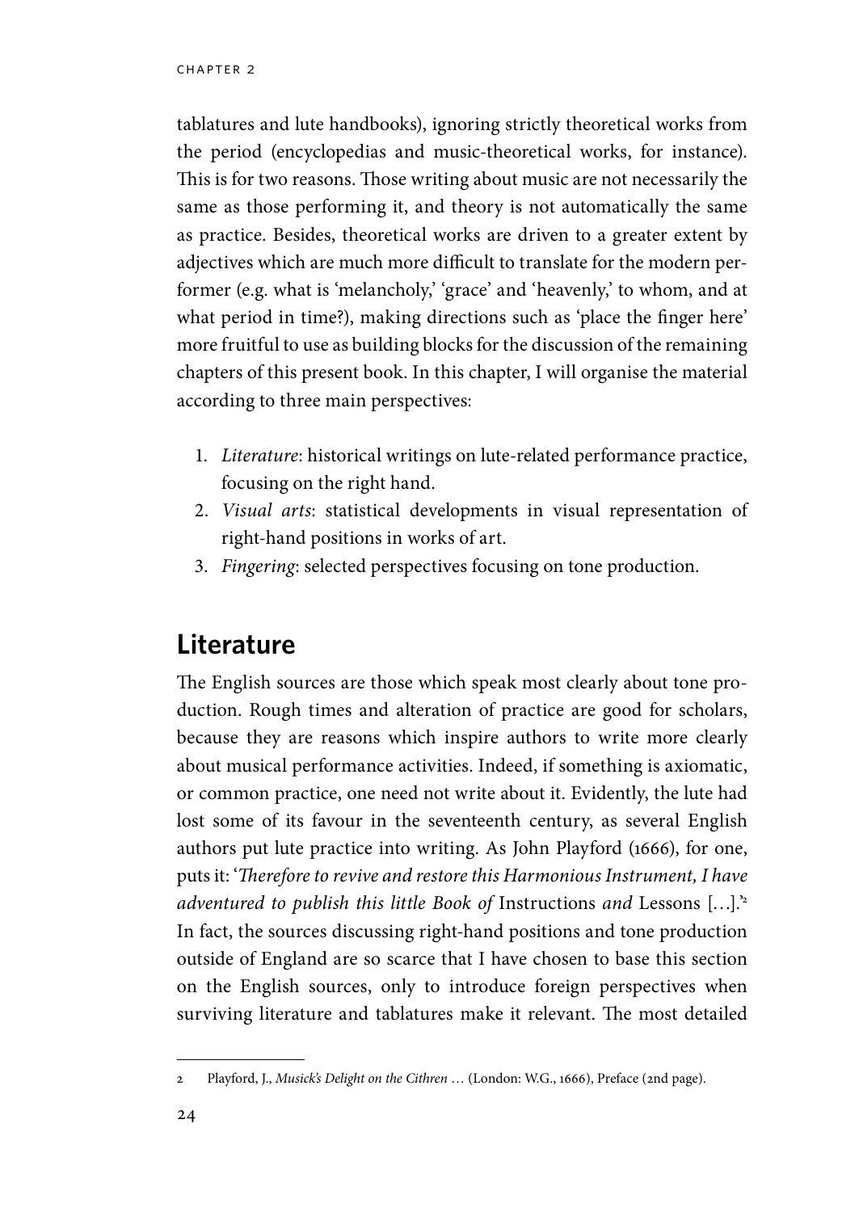tablatures and lute handbooks), ignoring strictly theoretical works from the period (encyclopedias and music-theoretical works, for instance). This is for two reasons. Those writing about music are not necessarily the same as those performing it, and theory is not automatically the same as practice. Besides, theoretical works are driven to a greater extent by adjectives which are much more difficult to translate for the modern performer (e.g. what is 'melancholy,' 'grace' and 'heavenly,' to whom, and at what period in time?), making directions such as 'place the finger here' more fruitful to use as building blocks for the discussion of the remaining chapters of this present book. In this chapter, I will organise the material according to three main perspectives:

1. *Literature*: historical writings on lute-related performance practice, focusing on the right hand.
2. *Visual arts*: statistical developments in visual representation of right-hand positions in works of art.
3. *Fingering*: selected perspectives focusing on tone production.

## Literature

The English sources are those which speak most clearly about tone production. Rough times and alteration of practice are good for scholars, because they are reasons which inspire authors to write more clearly about musical performance activities. Indeed, if something is axiomatic, or common practice, one need not write about it. Evidently, the lute had lost some of its favour in the seventeenth century, as several English authors put lute practice into writing. As John Playford (1666), for one, puts it: '*Therefore to revive and restore this Harmonious Instrument, I have adventured to publish this little Book of* Instructions *and* Lessons […].'[2] In fact, the sources discussing right-hand positions and tone production outside of England are so scarce that I have chosen to base this section on the English sources, only to introduce foreign perspectives when surviving literature and tablatures make it relevant. The most detailed

---

2 Playford, J., *Musick's Delight on the Cithren* … (London: W.G., 1666), Preface (2nd page).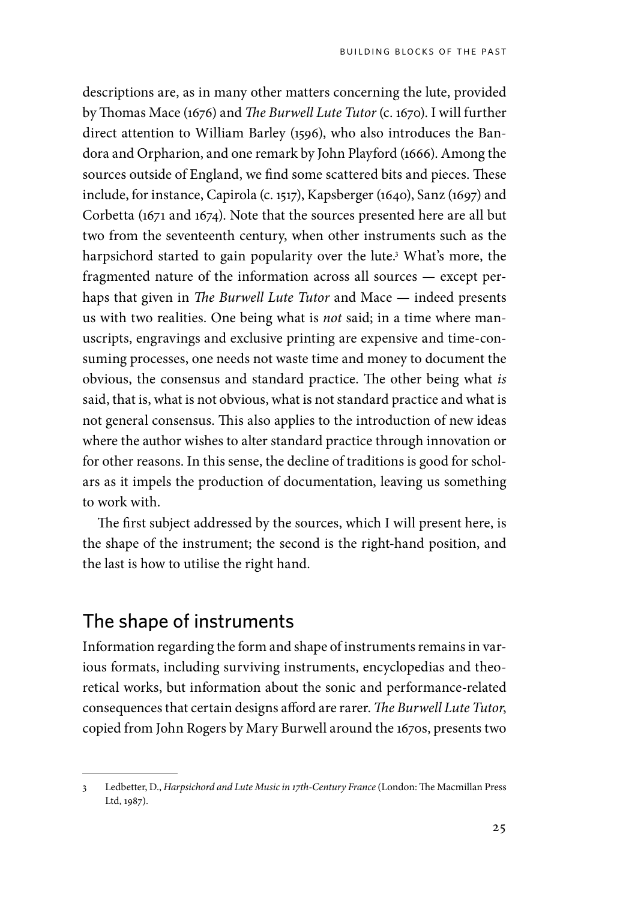descriptions are, as in many other matters concerning the lute, provided by Thomas Mace (1676) and *The Burwell Lute Tutor* (c. 1670). I will further direct attention to William Barley (1596), who also introduces the Bandora and Orpharion, and one remark by John Playford (1666). Among the sources outside of England, we find some scattered bits and pieces. These include, for instance, Capirola (c. 1517), Kapsberger (1640), Sanz (1697) and Corbetta (1671 and 1674). Note that the sources presented here are all but two from the seventeenth century, when other instruments such as the harpsichord started to gain popularity over the lute.[3] What's more, the fragmented nature of the information across all sources — except perhaps that given in *The Burwell Lute Tutor* and Mace — indeed presents us with two realities. One being what is *not* said; in a time where manuscripts, engravings and exclusive printing are expensive and time-consuming processes, one needs not waste time and money to document the obvious, the consensus and standard practice. The other being what *is* said, that is, what is not obvious, what is not standard practice and what is not general consensus. This also applies to the introduction of new ideas where the author wishes to alter standard practice through innovation or for other reasons. In this sense, the decline of traditions is good for scholars as it impels the production of documentation, leaving us something to work with.

The first subject addressed by the sources, which I will present here, is the shape of the instrument; the second is the right-hand position, and the last is how to utilise the right hand.

## The shape of instruments

Information regarding the form and shape of instruments remains in various formats, including surviving instruments, encyclopedias and theoretical works, but information about the sonic and performance-related consequences that certain designs afford are rarer. *The Burwell Lute Tutor*, copied from John Rogers by Mary Burwell around the 1670s, presents two

---

3 Ledbetter, D., *Harpsichord and Lute Music in 17th-Century France* (London: The Macmillan Press Ltd, 1987).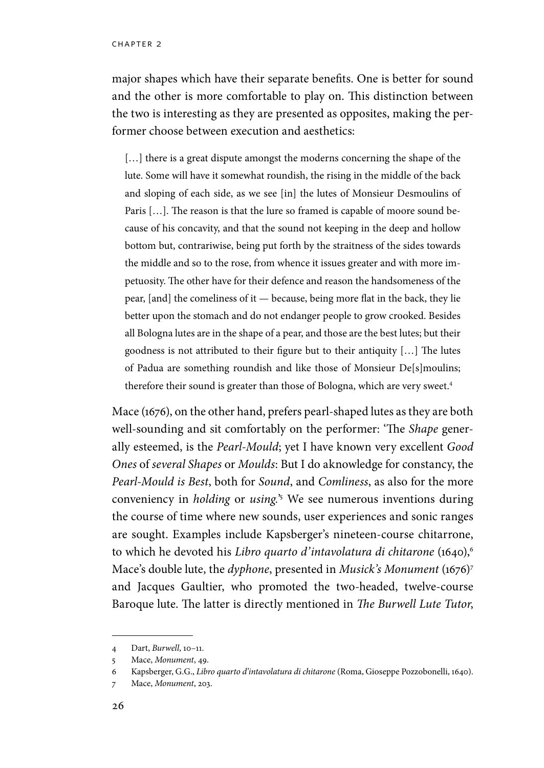major shapes which have their separate benefits. One is better for sound and the other is more comfortable to play on. This distinction between the two is interesting as they are presented as opposites, making the performer choose between execution and aesthetics:

> […] there is a great dispute amongst the moderns concerning the shape of the lute. Some will have it somewhat roundish, the rising in the middle of the back and sloping of each side, as we see [in] the lutes of Monsieur Desmoulins of Paris […]. The reason is that the lure so framed is capable of moore sound because of his concavity, and that the sound not keeping in the deep and hollow bottom but, contrariwise, being put forth by the straitness of the sides towards the middle and so to the rose, from whence it issues greater and with more impetuosity. The other have for their defence and reason the handsomeness of the pear, [and] the comeliness of it — because, being more flat in the back, they lie better upon the stomach and do not endanger people to grow crooked. Besides all Bologna lutes are in the shape of a pear, and those are the best lutes; but their goodness is not attributed to their figure but to their antiquity […] The lutes of Padua are something roundish and like those of Monsieur De[s]moulins; therefore their sound is greater than those of Bologna, which are very sweet.[4]

Mace (1676), on the other hand, prefers pearl-shaped lutes as they are both well-sounding and sit comfortably on the performer: 'The *Shape* generally esteemed, is the *Pearl-Mould*; yet I have known very excellent *Good Ones* of *several Shapes* or *Moulds*: But I do aknowledge for constancy, the *Pearl-Mould is Best*, both for *Sound*, and *Comliness*, as also for the more conveniency in *holding* or *using.*'[5] We see numerous inventions during the course of time where new sounds, user experiences and sonic ranges are sought. Examples include Kapsberger's nineteen-course chitarrone, to which he devoted his *Libro quarto d'intavolatura di chitarone* (1640),[6] Mace's double lute, the *dyphone*, presented in *Musick's Monument* (1676)[7] and Jacques Gaultier, who promoted the two-headed, twelve-course Baroque lute. The latter is directly mentioned in *The Burwell Lute Tutor*,

---

4 Dart, *Burwell*, 10–11.

5 Mace, *Monument*, 49.

6 Kapsberger, G.G., *Libro quarto d'intavolatura di chitarone* (Roma, Gioseppe Pozzobonelli, 1640).

7 Mace, *Monument*, 203.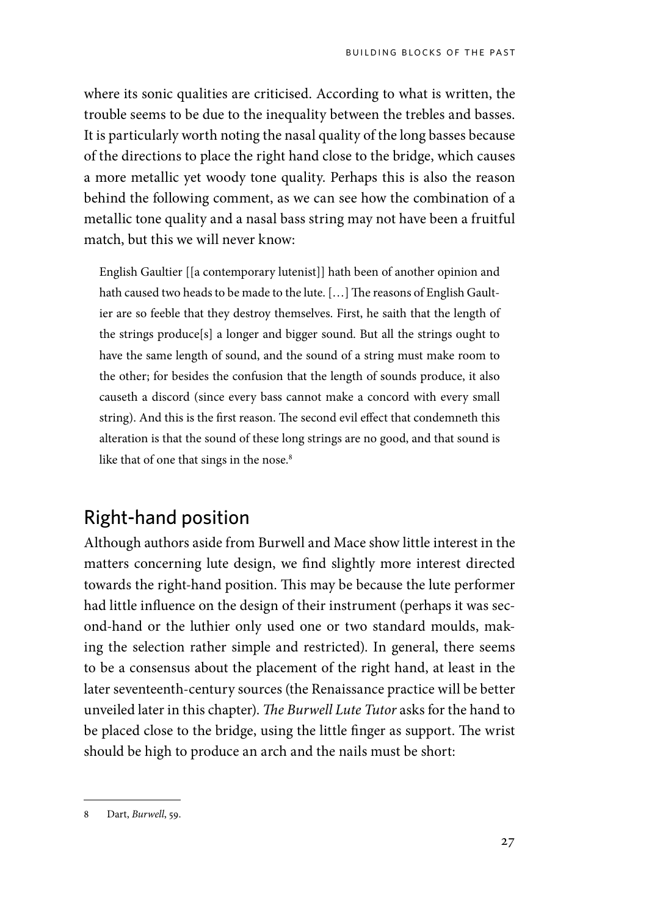where its sonic qualities are criticised. According to what is written, the trouble seems to be due to the inequality between the trebles and basses. It is particularly worth noting the nasal quality of the long basses because of the directions to place the right hand close to the bridge, which causes a more metallic yet woody tone quality. Perhaps this is also the reason behind the following comment, as we can see how the combination of a metallic tone quality and a nasal bass string may not have been a fruitful match, but this we will never know:

> English Gaultier [[a contemporary lutenist]] hath been of another opinion and hath caused two heads to be made to the lute. […] The reasons of English Gaultier are so feeble that they destroy themselves. First, he saith that the length of the strings produce[s] a longer and bigger sound. But all the strings ought to have the same length of sound, and the sound of a string must make room to the other; for besides the confusion that the length of sounds produce, it also causeth a discord (since every bass cannot make a concord with every small string). And this is the first reason. The second evil effect that condemneth this alteration is that the sound of these long strings are no good, and that sound is like that of one that sings in the nose.[8]

## Right-hand position

Although authors aside from Burwell and Mace show little interest in the matters concerning lute design, we find slightly more interest directed towards the right-hand position. This may be because the lute performer had little influence on the design of their instrument (perhaps it was second-hand or the luthier only used one or two standard moulds, making the selection rather simple and restricted). In general, there seems to be a consensus about the placement of the right hand, at least in the later seventeenth-century sources (the Renaissance practice will be better unveiled later in this chapter). *The Burwell Lute Tutor* asks for the hand to be placed close to the bridge, using the little finger as support. The wrist should be high to produce an arch and the nails must be short:

---

8 Dart, *Burwell*, 59.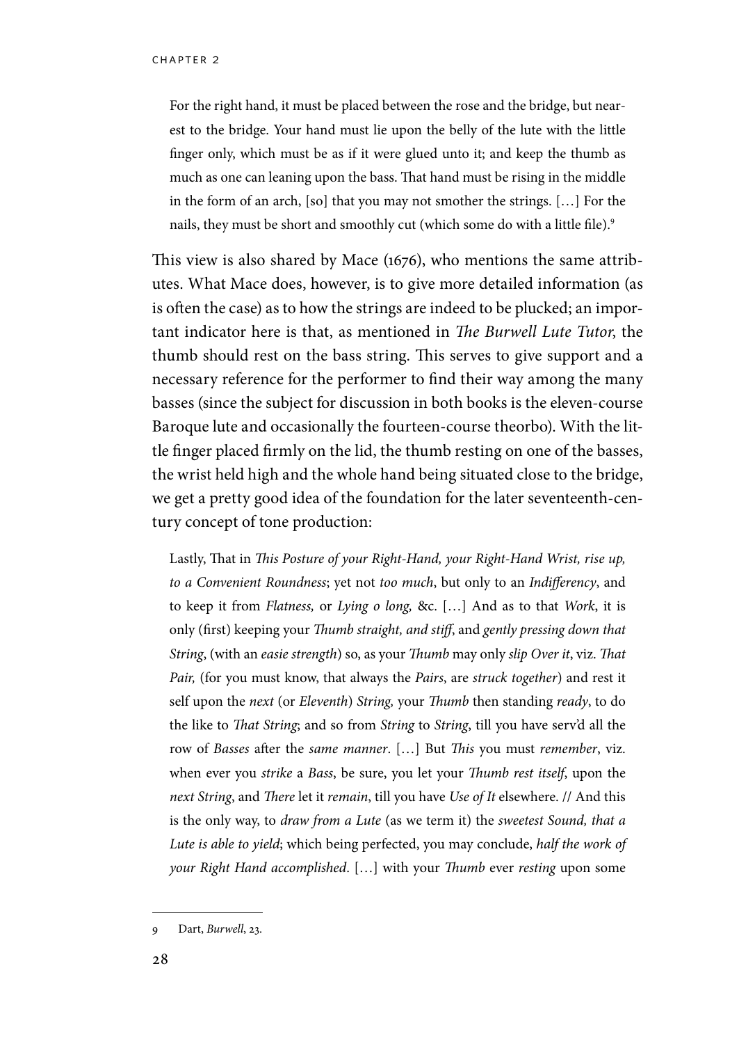> For the right hand, it must be placed between the rose and the bridge, but nearest to the bridge. Your hand must lie upon the belly of the lute with the little finger only, which must be as if it were glued unto it; and keep the thumb as much as one can leaning upon the bass. That hand must be rising in the middle in the form of an arch, [so] that you may not smother the strings. […] For the nails, they must be short and smoothly cut (which some do with a little file).[9]

This view is also shared by Mace (1676), who mentions the same attributes. What Mace does, however, is to give more detailed information (as is often the case) as to how the strings are indeed to be plucked; an important indicator here is that, as mentioned in *The Burwell Lute Tutor*, the thumb should rest on the bass string. This serves to give support and a necessary reference for the performer to find their way among the many basses (since the subject for discussion in both books is the eleven-course Baroque lute and occasionally the fourteen-course theorbo). With the little finger placed firmly on the lid, the thumb resting on one of the basses, the wrist held high and the whole hand being situated close to the bridge, we get a pretty good idea of the foundation for the later seventeenth-century concept of tone production:

> Lastly, That in *This Posture of your Right-Hand, your Right-Hand Wrist, rise up, to a Convenient Roundness*; yet not *too much*, but only to an *Indifferency*, and to keep it from *Flatness,* or *Lying o long,* &c. […] And as to that *Work*, it is only (first) keeping your *Thumb straight, and stiff*, and *gently pressing down that String*, (with an *easie strength*) so, as your *Thumb* may only *slip Over it*, viz. *That Pair,* (for you must know, that always the *Pairs*, are *struck together*) and rest it self upon the *next* (or *Eleventh*) *String,* your *Thumb* then standing *ready*, to do the like to *That String*; and so from *String* to *String*, till you have serv'd all the row of *Basses* after the *same manner*. […] But *This* you must *remember*, viz. when ever you *strike* a *Bass*, be sure, you let your *Thumb rest itself*, upon the *next String*, and *There* let it *remain*, till you have *Use of It* elsewhere. // And this is the only way, to *draw from a Lute* (as we term it) the *sweetest Sound, that a Lute is able to yield*; which being perfected, you may conclude, *half the work of your Right Hand accomplished*. […] with your *Thumb* ever *resting* upon some

---

9 Dart, *Burwell*, 23.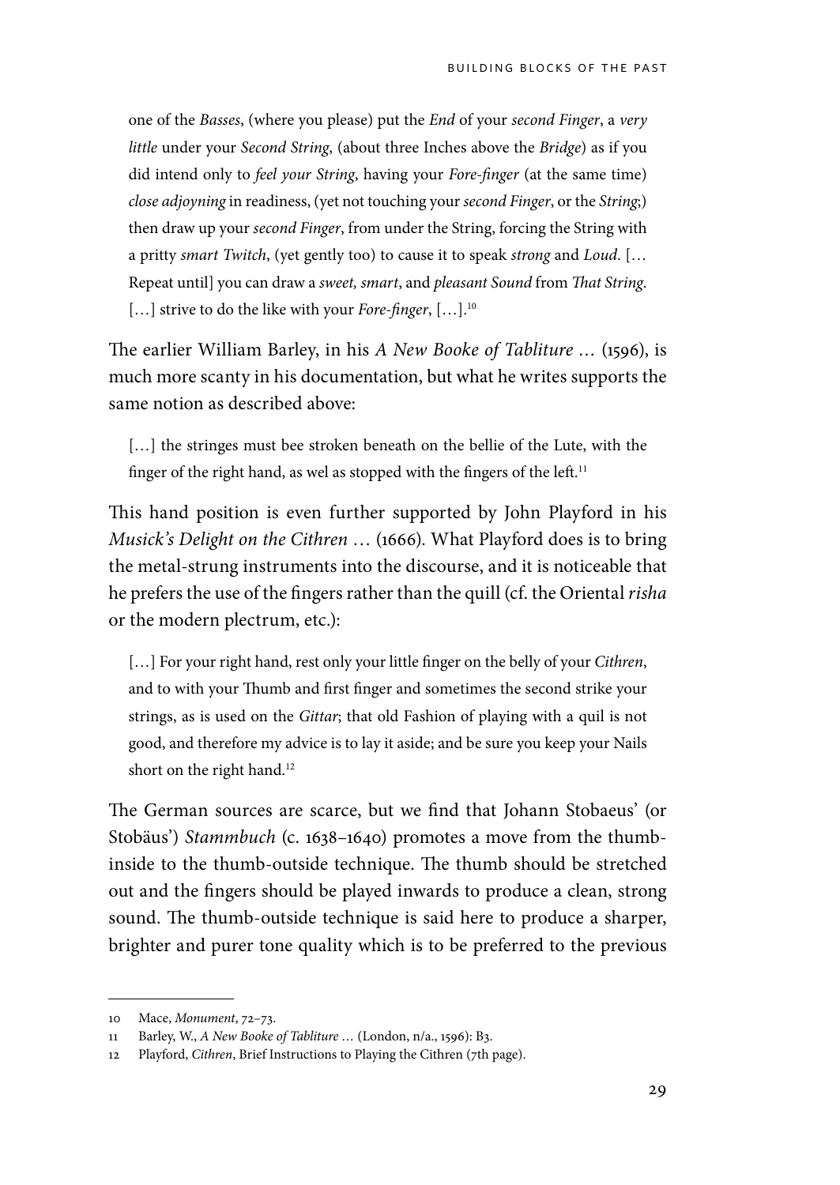> one of the *Basses*, (where you please) put the *End* of your *second Finger*, a *very little* under your *Second String*, (about three Inches above the *Bridge*) as if you did intend only to *feel your String*, having your *Fore-finger* (at the same time) *close adjoyning* in readiness, (yet not touching your *second Finger*, or the *String*;) then draw up your *second Finger*, from under the String, forcing the String with a pritty *smart Twitch*, (yet gently too) to cause it to speak *strong* and *Loud*. [… Repeat until] you can draw a *sweet, smart*, and *pleasant Sound* from *That String*. […] strive to do the like with your *Fore-finger*, […].[10]

The earlier William Barley, in his *A New Booke of Tabliture …* (1596), is much more scanty in his documentation, but what he writes supports the same notion as described above:

> […] the stringes must bee stroken beneath on the bellie of the Lute, with the finger of the right hand, as wel as stopped with the fingers of the left.[11]

This hand position is even further supported by John Playford in his *Musick's Delight on the Cithren …* (1666). What Playford does is to bring the metal-strung instruments into the discourse, and it is noticeable that he prefers the use of the fingers rather than the quill (cf. the Oriental *risha* or the modern plectrum, etc.):

> […] For your right hand, rest only your little finger on the belly of your *Cithren*, and to with your Thumb and first finger and sometimes the second strike your strings, as is used on the *Gittar*; that old Fashion of playing with a quil is not good, and therefore my advice is to lay it aside; and be sure you keep your Nails short on the right hand.[12]

The German sources are scarce, but we find that Johann Stobaeus' (or Stobäus') *Stammbuch* (c. 1638–1640) promotes a move from the thumb-inside to the thumb-outside technique. The thumb should be stretched out and the fingers should be played inwards to produce a clean, strong sound. The thumb-outside technique is said here to produce a sharper, brighter and purer tone quality which is to be preferred to the previous

---

10 Mace, *Monument*, 72–73.

11 Barley, W., *A New Booke of Tabliture …* (London, n/a., 1596): B3.

12 Playford, *Cithren*, Brief Instructions to Playing the Cithren (7th page).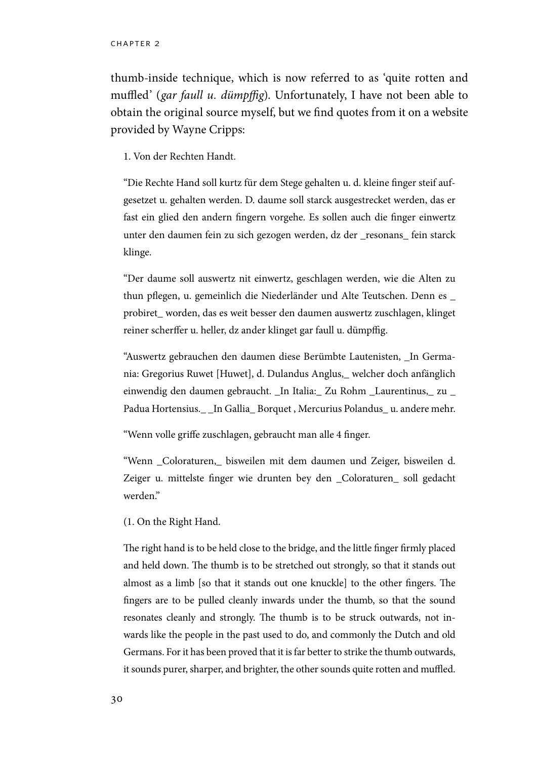thumb-inside technique, which is now referred to as 'quite rotten and muffled' (*gar faull u. dümpffig*). Unfortunately, I have not been able to obtain the original source myself, but we find quotes from it on a website provided by Wayne Cripps:

> 1. Von der Rechten Handt.
>
> "Die Rechte Hand soll kurtz für dem Stege gehalten u. d. kleine finger steif aufgesetzet u. gehalten werden. D. daume soll starck ausgestrecket werden, das er fast ein glied den andern fingern vorgehe. Es sollen auch die finger einwertz unter den daumen fein zu sich gezogen werden, dz der _resonans_ fein starck klinge.
>
> "Der daume soll auswertz nit einwertz, geschlagen werden, wie die Alten zu thun pflegen, u. gemeinlich die Niederländer und Alte Teutschen. Denn es _ probiret_ worden, das es weit besser den daumen auswertz zuschlagen, klinget reiner scherffer u. heller, dz ander klinget gar faull u. dümpffig.
>
> "Auswertz gebrauchen den daumen diese Berümbte Lautenisten, _In Germania: Gregorius Ruwet [Huwet], d. Dulandus Anglus,_ welcher doch anfänglich einwendig den daumen gebraucht. _In Italia:_ Zu Rohm _Laurentinus,_ zu _ Padua Hortensius._ _In Gallia_ Borquet , Mercurius Polandus_ u. andere mehr.
>
> "Wenn volle griffe zuschlagen, gebraucht man alle 4 finger.
>
> "Wenn _Coloraturen,_ bisweilen mit dem daumen und Zeiger, bisweilen d. Zeiger u. mittelste finger wie drunten bey den _Coloraturen_ soll gedacht werden."
>
> (1. On the Right Hand.
>
> The right hand is to be held close to the bridge, and the little finger firmly placed and held down. The thumb is to be stretched out strongly, so that it stands out almost as a limb [so that it stands out one knuckle] to the other fingers. The fingers are to be pulled cleanly inwards under the thumb, so that the sound resonates cleanly and strongly. The thumb is to be struck outwards, not inwards like the people in the past used to do, and commonly the Dutch and old Germans. For it has been proved that it is far better to strike the thumb outwards, it sounds purer, sharper, and brighter, the other sounds quite rotten and muffled.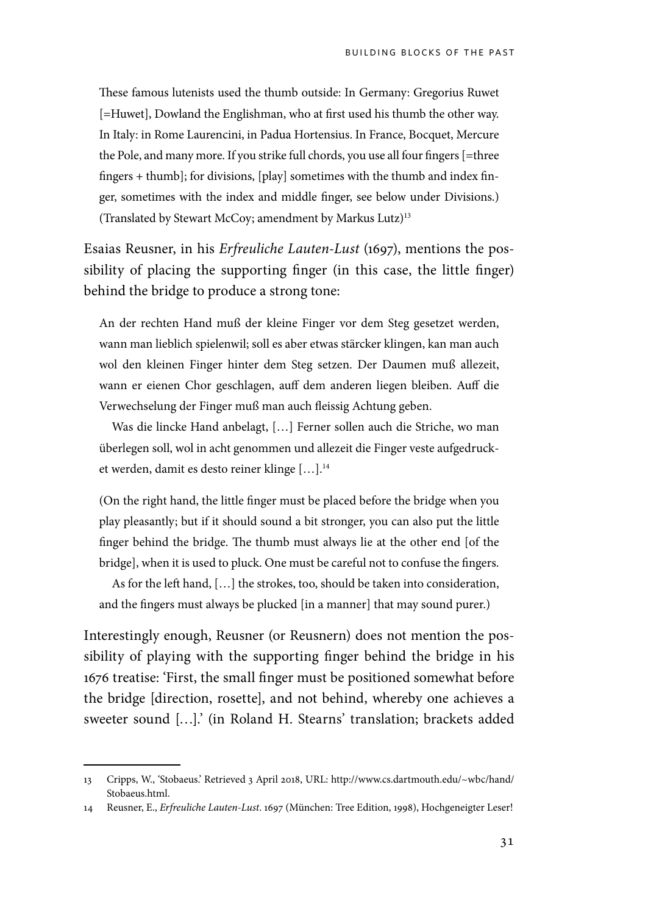These famous lutenists used the thumb outside: In Germany: Gregorius Ruwet [=Huwet], Dowland the Englishman, who at first used his thumb the other way. In Italy: in Rome Laurencini, in Padua Hortensius. In France, Bocquet, Mercure the Pole, and many more. If you strike full chords, you use all four fingers [=three fingers + thumb]; for divisions, [play] sometimes with the thumb and index finger, sometimes with the index and middle finger, see below under Divisions.) (Translated by Stewart McCoy; amendment by Markus Lutz)[13]

Esaias Reusner, in his *Erfreuliche Lauten-Lust* (1697), mentions the possibility of placing the supporting finger (in this case, the little finger) behind the bridge to produce a strong tone:

> An der rechten Hand muß der kleine Finger vor dem Steg gesetzet werden, wann man lieblich spielenwil; soll es aber etwas stärcker klingen, kan man auch wol den kleinen Finger hinter dem Steg setzen. Der Daumen muß allezeit, wann er eienen Chor geschlagen, auff dem anderen liegen bleiben. Auff die Verwechselung der Finger muß man auch fleissig Achtung geben.
>
> Was die lincke Hand anbelagt, […] Ferner sollen auch die Striche, wo man überlegen soll, wol in acht genommen und allezeit die Finger veste aufgedrucket werden, damit es desto reiner klinge […].[14]
>
> (On the right hand, the little finger must be placed before the bridge when you play pleasantly; but if it should sound a bit stronger, you can also put the little finger behind the bridge. The thumb must always lie at the other end [of the bridge], when it is used to pluck. One must be careful not to confuse the fingers.
>
> As for the left hand, […] the strokes, too, should be taken into consideration, and the fingers must always be plucked [in a manner] that may sound purer.)

Interestingly enough, Reusner (or Reusnern) does not mention the possibility of playing with the supporting finger behind the bridge in his 1676 treatise: 'First, the small finger must be positioned somewhat before the bridge [direction, rosette], and not behind, whereby one achieves a sweeter sound […].' (in Roland H. Stearns' translation; brackets added

---

13 Cripps, W., 'Stobaeus.' Retrieved 3 April 2018, URL: http://www.cs.dartmouth.edu/~wbc/hand/Stobaeus.html.

14 Reusner, E., *Erfreuliche Lauten-Lust*. 1697 (München: Tree Edition, 1998), Hochgeneigter Leser!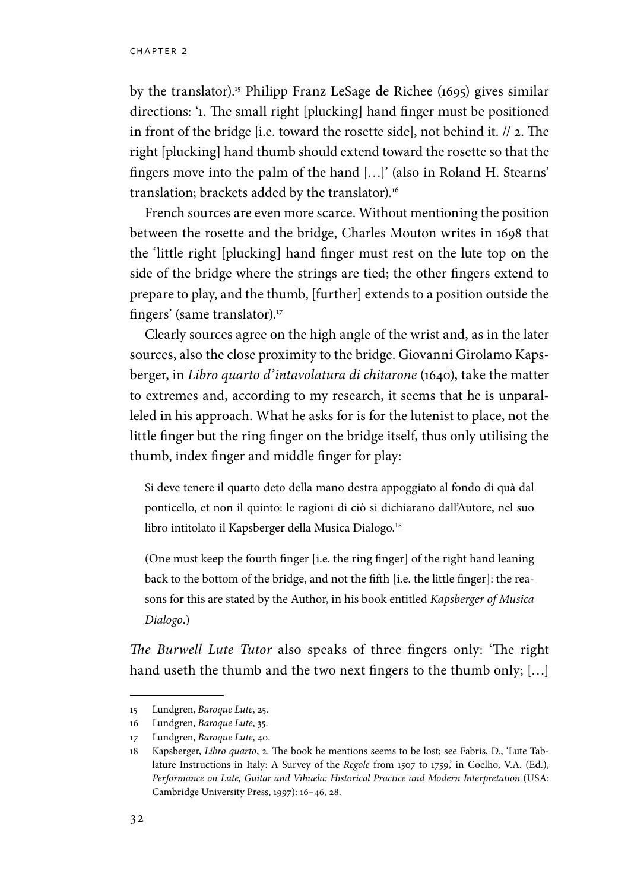by the translator).[15] Philipp Franz LeSage de Richee (1695) gives similar directions: '1. The small right [plucking] hand finger must be positioned in front of the bridge [i.e. toward the rosette side], not behind it. // 2. The right [plucking] hand thumb should extend toward the rosette so that the fingers move into the palm of the hand […]' (also in Roland H. Stearns' translation; brackets added by the translator).[16]

French sources are even more scarce. Without mentioning the position between the rosette and the bridge, Charles Mouton writes in 1698 that the 'little right [plucking] hand finger must rest on the lute top on the side of the bridge where the strings are tied; the other fingers extend to prepare to play, and the thumb, [further] extends to a position outside the fingers' (same translator).[17]

Clearly sources agree on the high angle of the wrist and, as in the later sources, also the close proximity to the bridge. Giovanni Girolamo Kapsberger, in *Libro quarto d'intavolatura di chitarone* (1640), take the matter to extremes and, according to my research, it seems that he is unparalleled in his approach. What he asks for is for the lutenist to place, not the little finger but the ring finger on the bridge itself, thus only utilising the thumb, index finger and middle finger for play:

> Si deve tenere il quarto deto della mano destra appoggiato al fondo di quà dal ponticello, et non il quinto: le ragioni di ciò si dichiarano dall'Autore, nel suo libro intitolato il Kapsberger della Musica Dialogo.[18]
>
> (One must keep the fourth finger [i.e. the ring finger] of the right hand leaning back to the bottom of the bridge, and not the fifth [i.e. the little finger]: the reasons for this are stated by the Author, in his book entitled *Kapsberger of Musica Dialogo*.)

*The Burwell Lute Tutor* also speaks of three fingers only: 'The right hand useth the thumb and the two next fingers to the thumb only; […]

---

15 Lundgren, *Baroque Lute*, 25.

16 Lundgren, *Baroque Lute*, 35.

17 Lundgren, *Baroque Lute*, 40.

18 Kapsberger, *Libro quarto*, 2. The book he mentions seems to be lost; see Fabris, D., 'Lute Tablature Instructions in Italy: A Survey of the *Regole* from 1507 to 1759,' in Coelho, V.A. (Ed.), *Performance on Lute, Guitar and Vihuela: Historical Practice and Modern Interpretation* (USA: Cambridge University Press, 1997): 16–46, 28.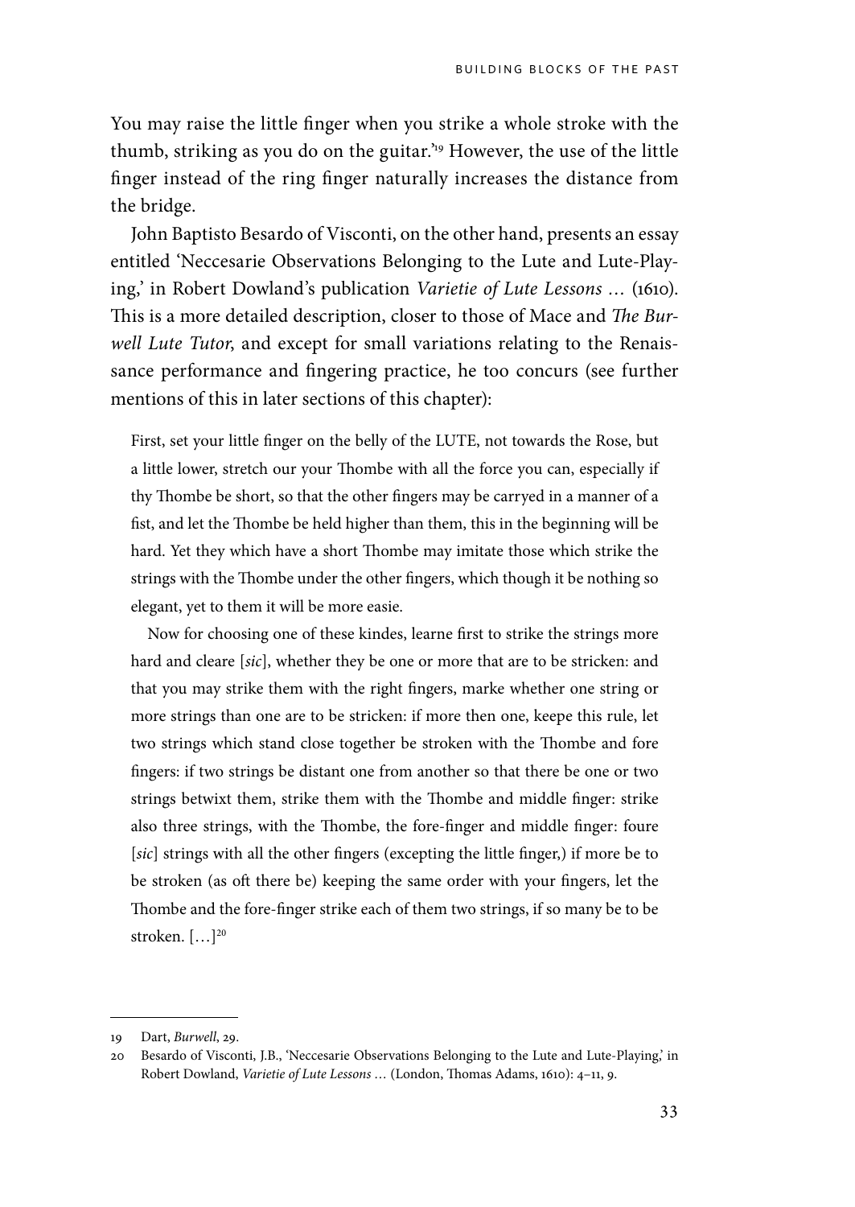You may raise the little finger when you strike a whole stroke with the thumb, striking as you do on the guitar.'[19] However, the use of the little finger instead of the ring finger naturally increases the distance from the bridge.

John Baptisto Besardo of Visconti, on the other hand, presents an essay entitled 'Neccesarie Observations Belonging to the Lute and Lute-Playing,' in Robert Dowland's publication *Varietie of Lute Lessons …* (1610). This is a more detailed description, closer to those of Mace and *The Burwell Lute Tutor*, and except for small variations relating to the Renaissance performance and fingering practice, he too concurs (see further mentions of this in later sections of this chapter):

> First, set your little finger on the belly of the LUTE, not towards the Rose, but a little lower, stretch our your Thombe with all the force you can, especially if thy Thombe be short, so that the other fingers may be carryed in a manner of a fist, and let the Thombe be held higher than them, this in the beginning will be hard. Yet they which have a short Thombe may imitate those which strike the strings with the Thombe under the other fingers, which though it be nothing so elegant, yet to them it will be more easie.
>
> Now for choosing one of these kindes, learne first to strike the strings more hard and cleare [*sic*], whether they be one or more that are to be stricken: and that you may strike them with the right fingers, marke whether one string or more strings than one are to be stricken: if more then one, keepe this rule, let two strings which stand close together be stroken with the Thombe and fore fingers: if two strings be distant one from another so that there be one or two strings betwixt them, strike them with the Thombe and middle finger: strike also three strings, with the Thombe, the fore-finger and middle finger: foure [*sic*] strings with all the other fingers (excepting the little finger,) if more be to be stroken (as oft there be) keeping the same order with your fingers, let the Thombe and the fore-finger strike each of them two strings, if so many be to be stroken. […][20]

---

19 Dart, *Burwell*, 29.

20 Besardo of Visconti, J.B., 'Neccesarie Observations Belonging to the Lute and Lute-Playing,' in Robert Dowland, *Varietie of Lute Lessons …* (London, Thomas Adams, 1610): 4–11, 9.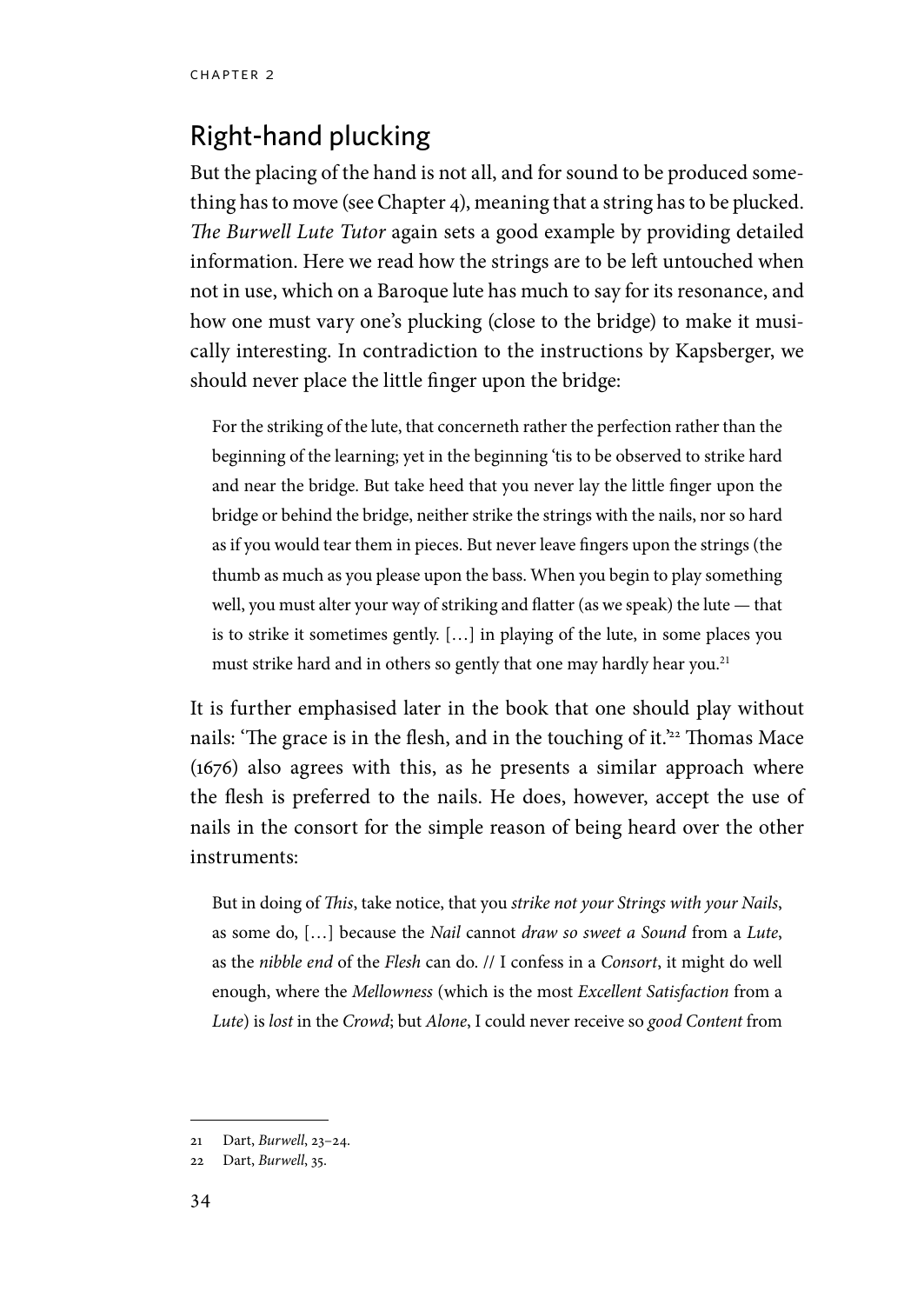## Right-hand plucking

But the placing of the hand is not all, and for sound to be produced something has to move (see Chapter 4), meaning that a string has to be plucked. *The Burwell Lute Tutor* again sets a good example by providing detailed information. Here we read how the strings are to be left untouched when not in use, which on a Baroque lute has much to say for its resonance, and how one must vary one's plucking (close to the bridge) to make it musically interesting. In contradiction to the instructions by Kapsberger, we should never place the little finger upon the bridge:

> For the striking of the lute, that concerneth rather the perfection rather than the beginning of the learning; yet in the beginning 'tis to be observed to strike hard and near the bridge. But take heed that you never lay the little finger upon the bridge or behind the bridge, neither strike the strings with the nails, nor so hard as if you would tear them in pieces. But never leave fingers upon the strings (the thumb as much as you please upon the bass. When you begin to play something well, you must alter your way of striking and flatter (as we speak) the lute — that is to strike it sometimes gently. […] in playing of the lute, in some places you must strike hard and in others so gently that one may hardly hear you.[21]

It is further emphasised later in the book that one should play without nails: 'The grace is in the flesh, and in the touching of it.'[22] Thomas Mace (1676) also agrees with this, as he presents a similar approach where the flesh is preferred to the nails. He does, however, accept the use of nails in the consort for the simple reason of being heard over the other instruments:

> But in doing of *This*, take notice, that you *strike not your Strings with your Nails*, as some do, […] because the *Nail* cannot *draw so sweet a Sound* from a *Lute*, as the *nibble end* of the *Flesh* can do. // I confess in a *Consort*, it might do well enough, where the *Mellowness* (which is the most *Excellent Satisfaction* from a *Lute*) is *lost* in the *Crowd*; but *Alone*, I could never receive so *good Content* from

---

21 Dart, *Burwell*, 23–24.

22 Dart, *Burwell*, 35.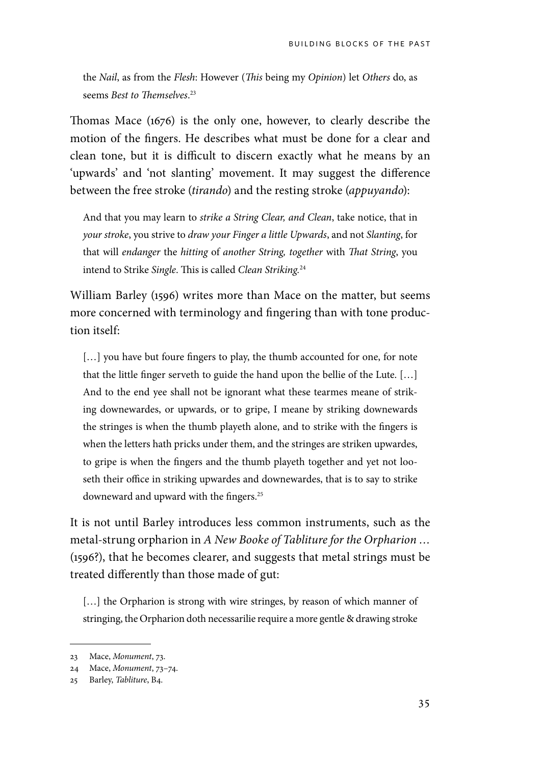the *Nail*, as from the *Flesh*: However (*This* being my *Opinion*) let *Others* do, as seems *Best to Themselves*.[23]

Thomas Mace (1676) is the only one, however, to clearly describe the motion of the fingers. He describes what must be done for a clear and clean tone, but it is difficult to discern exactly what he means by an 'upwards' and 'not slanting' movement. It may suggest the difference between the free stroke (*tirando*) and the resting stroke (*appuyando*):

> And that you may learn to *strike a String Clear, and Clean*, take notice, that in *your stroke*, you strive to *draw your Finger a little Upwards*, and not *Slanting*, for that will *endanger* the *hitting* of *another String, together* with *That String*, you intend to Strike *Single*. This is called *Clean Striking*.[24]

William Barley (1596) writes more than Mace on the matter, but seems more concerned with terminology and fingering than with tone production itself:

> […] you have but foure fingers to play, the thumb accounted for one, for note that the little finger serveth to guide the hand upon the bellie of the Lute. […] And to the end yee shall not be ignorant what these tearmes meane of striking downewardes, or upwards, or to gripe, I meane by striking downewards the stringes is when the thumb playeth alone, and to strike with the fingers is when the letters hath pricks under them, and the stringes are striken upwardes, to gripe is when the fingers and the thumb playeth together and yet not looseth their office in striking upwardes and downewardes, that is to say to strike downeward and upward with the fingers.[25]

It is not until Barley introduces less common instruments, such as the metal-strung orpharion in *A New Booke of Tabliture for the Orpharion …* (1596?), that he becomes clearer, and suggests that metal strings must be treated differently than those made of gut:

> […] the Orpharion is strong with wire stringes, by reason of which manner of stringing, the Orpharion doth necessarilie require a more gentle & drawing stroke

---

23 Mace, *Monument*, 73.

24 Mace, *Monument*, 73–74.

25 Barley, *Tabliture*, B4.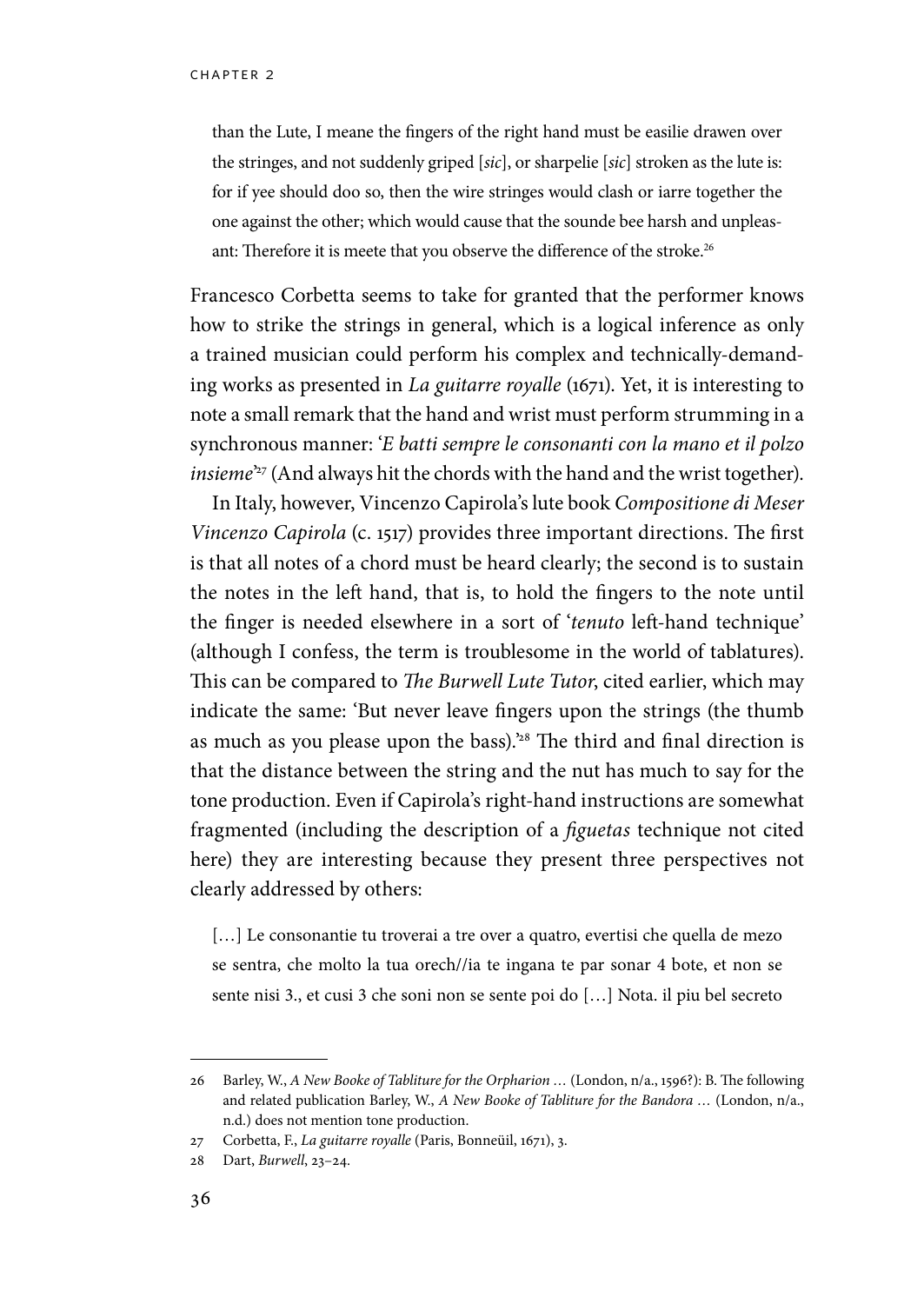> than the Lute, I meane the fingers of the right hand must be easilie drawen over the stringes, and not suddenly griped [*sic*], or sharpelie [*sic*] stroken as the lute is: for if yee should doo so, then the wire stringes would clash or iarre together the one against the other; which would cause that the sounde bee harsh and unpleasant: Therefore it is meete that you observe the difference of the stroke.[26]

Francesco Corbetta seems to take for granted that the performer knows how to strike the strings in general, which is a logical inference as only a trained musician could perform his complex and technically-demanding works as presented in *La guitarre royalle* (1671). Yet, it is interesting to note a small remark that the hand and wrist must perform strumming in a synchronous manner: '*E batti sempre le consonanti con la mano et il polzo insieme*'[27] (And always hit the chords with the hand and the wrist together).

In Italy, however, Vincenzo Capirola's lute book *Compositione di Meser Vincenzo Capirola* (c. 1517) provides three important directions. The first is that all notes of a chord must be heard clearly; the second is to sustain the notes in the left hand, that is, to hold the fingers to the note until the finger is needed elsewhere in a sort of '*tenuto* left-hand technique' (although I confess, the term is troublesome in the world of tablatures). This can be compared to *The Burwell Lute Tutor*, cited earlier, which may indicate the same: 'But never leave fingers upon the strings (the thumb as much as you please upon the bass).'[28] The third and final direction is that the distance between the string and the nut has much to say for the tone production. Even if Capirola's right-hand instructions are somewhat fragmented (including the description of a *figuetas* technique not cited here) they are interesting because they present three perspectives not clearly addressed by others:

> […] Le consonantie tu troverai a tre over a quatro, evertisi che quella de mezo se sentra, che molto la tua orech//ia te ingana te par sonar 4 bote, et non se sente nisi 3., et cusi 3 che soni non se sente poi do […] Nota. il piu bel secreto

---

26 Barley, W., *A New Booke of Tabliture for the Orpharion …* (London, n/a., 1596?): B. The following and related publication Barley, W., *A New Booke of Tabliture for the Bandora …* (London, n/a., n.d.) does not mention tone production.

27 Corbetta, F., *La guitarre royalle* (Paris, Bonneüil, 1671), 3.

28 Dart, *Burwell*, 23–24.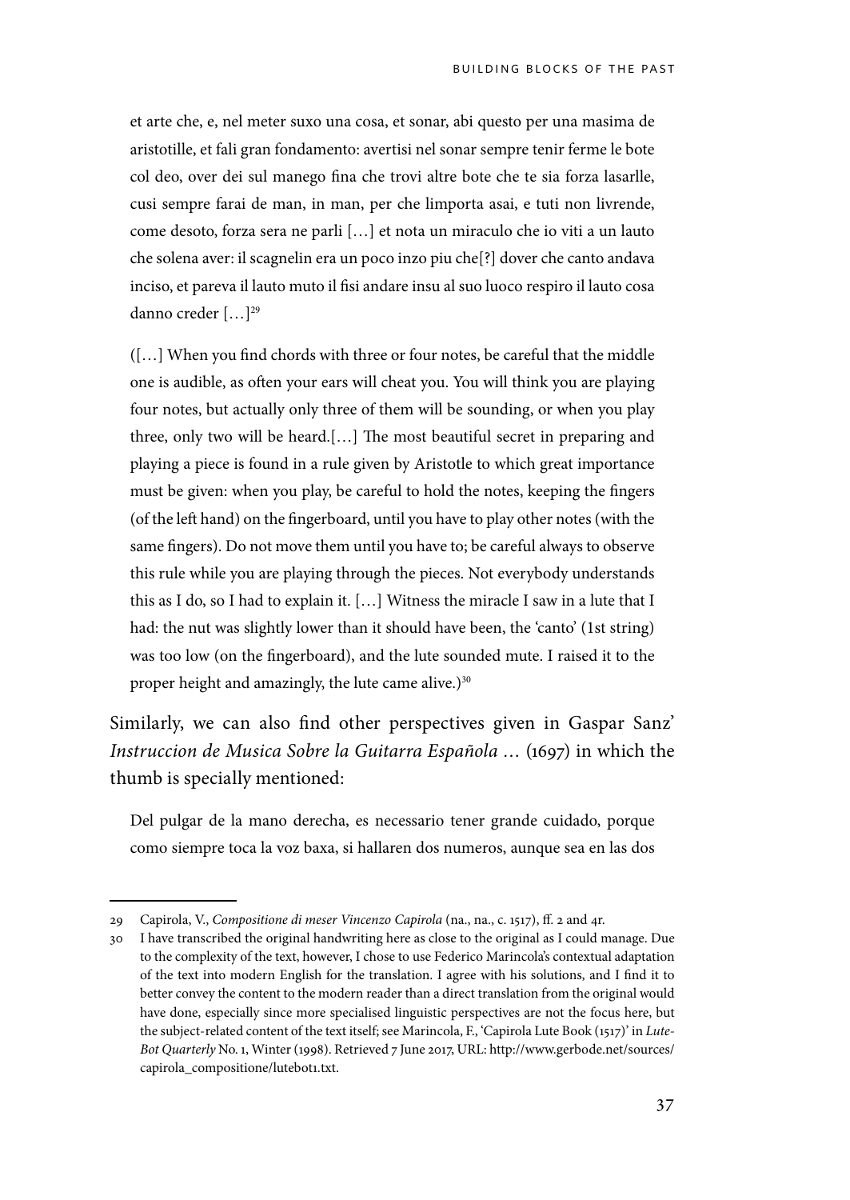et arte che, e, nel meter suxo una cosa, et sonar, abi questo per una masima de aristotille, et fali gran fondamento: avertisi nel sonar sempre tenir ferme le bote col deo, over dei sul manego fina che trovi altre bote che te sia forza lasarlle, cusi sempre farai de man, in man, per che limporta asai, e tuti non livrende, come desoto, forza sera ne parli […] et nota un miraculo che io viti a un lauto che solena aver: il scagnelin era un poco inzo piu che[?] dover che canto andava inciso, et pareva il lauto muto il fisi andare insu al suo luoco respiro il lauto cosa danno creder […][29]

([…] When you find chords with three or four notes, be careful that the middle one is audible, as often your ears will cheat you. You will think you are playing four notes, but actually only three of them will be sounding, or when you play three, only two will be heard.[…] The most beautiful secret in preparing and playing a piece is found in a rule given by Aristotle to which great importance must be given: when you play, be careful to hold the notes, keeping the fingers (of the left hand) on the fingerboard, until you have to play other notes (with the same fingers). Do not move them until you have to; be careful always to observe this rule while you are playing through the pieces. Not everybody understands this as I do, so I had to explain it. […] Witness the miracle I saw in a lute that I had: the nut was slightly lower than it should have been, the 'canto' (1st string) was too low (on the fingerboard), and the lute sounded mute. I raised it to the proper height and amazingly, the lute came alive.)[30]

Similarly, we can also find other perspectives given in Gaspar Sanz' *Instruccion de Musica Sobre la Guitarra Española …* (1697) in which the thumb is specially mentioned:

Del pulgar de la mano derecha, es necessario tener grande cuidado, porque como siempre toca la voz baxa, si hallaren dos numeros, aunque sea en las dos

---

29 Capirola, V., *Compositione di meser Vincenzo Capirola* (na., na., c. 1517), ff. 2 and 4r.

30 I have transcribed the original handwriting here as close to the original as I could manage. Due to the complexity of the text, however, I chose to use Federico Marincola's contextual adaptation of the text into modern English for the translation. I agree with his solutions, and I find it to better convey the content to the modern reader than a direct translation from the original would have done, especially since more specialised linguistic perspectives are not the focus here, but the subject-related content of the text itself; see Marincola, F., 'Capirola Lute Book (1517)' in *Lute-Bot Quarterly* No. 1, Winter (1998). Retrieved 7 June 2017, URL: http://www.gerbode.net/sources/capirola_compositione/lutebot1.txt.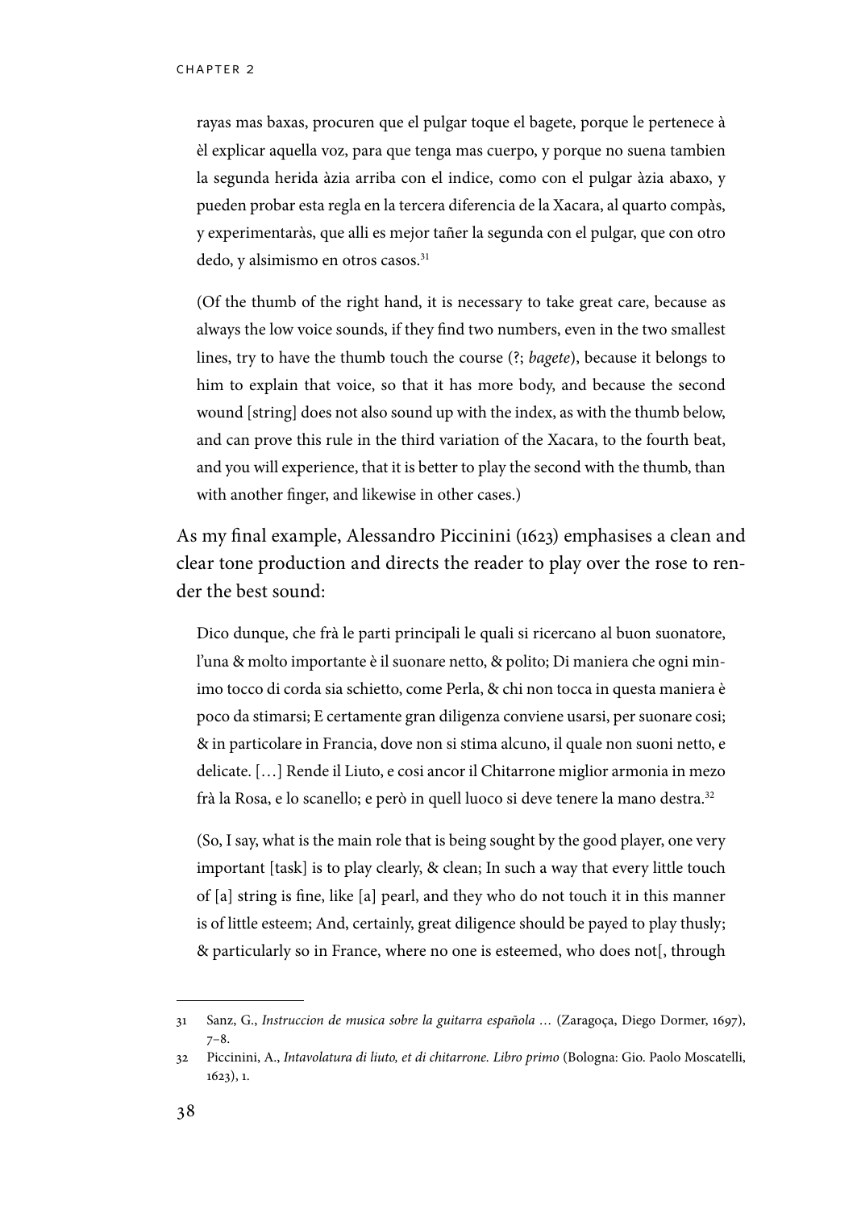rayas mas baxas, procuren que el pulgar toque el bagete, porque le pertenece à èl explicar aquella voz, para que tenga mas cuerpo, y porque no suena tambien la segunda herida àzia arriba con el indice, como con el pulgar àzia abaxo, y pueden probar esta regla en la tercera diferencia de la Xacara, al quarto compàs, y experimentaràs, que alli es mejor tañer la segunda con el pulgar, que con otro dedo, y alsimismo en otros casos.[31]

(Of the thumb of the right hand, it is necessary to take great care, because as always the low voice sounds, if they find two numbers, even in the two smallest lines, try to have the thumb touch the course (?; *bagete*), because it belongs to him to explain that voice, so that it has more body, and because the second wound [string] does not also sound up with the index, as with the thumb below, and can prove this rule in the third variation of the Xacara, to the fourth beat, and you will experience, that it is better to play the second with the thumb, than with another finger, and likewise in other cases.)

As my final example, Alessandro Piccinini (1623) emphasises a clean and clear tone production and directs the reader to play over the rose to render the best sound:

Dico dunque, che frà le parti principali le quali si ricercano al buon suonatore, l'una & molto importante è il suonare netto, & polito; Di maniera che ogni minimo tocco di corda sia schietto, come Perla, & chi non tocca in questa maniera è poco da stimarsi; E certamente gran diligenza conviene usarsi, per suonare cosi; & in particolare in Francia, dove non si stima alcuno, il quale non suoni netto, e delicate. […] Rende il Liuto, e cosi ancor il Chitarrone miglior armonia in mezo frà la Rosa, e lo scanello; e però in quell luoco si deve tenere la mano destra.[32]

(So, I say, what is the main role that is being sought by the good player, one very important [task] is to play clearly, & clean; In such a way that every little touch of [a] string is fine, like [a] pearl, and they who do not touch it in this manner is of little esteem; And, certainly, great diligence should be payed to play thusly; & particularly so in France, where no one is esteemed, who does not[, through

---

31 Sanz, G., *Instruccion de musica sobre la guitarra española …* (Zaragoça, Diego Dormer, 1697), 7–8.

32 Piccinini, A., *Intavolatura di liuto, et di chitarrone. Libro primo* (Bologna: Gio. Paolo Moscatelli, 1623), 1.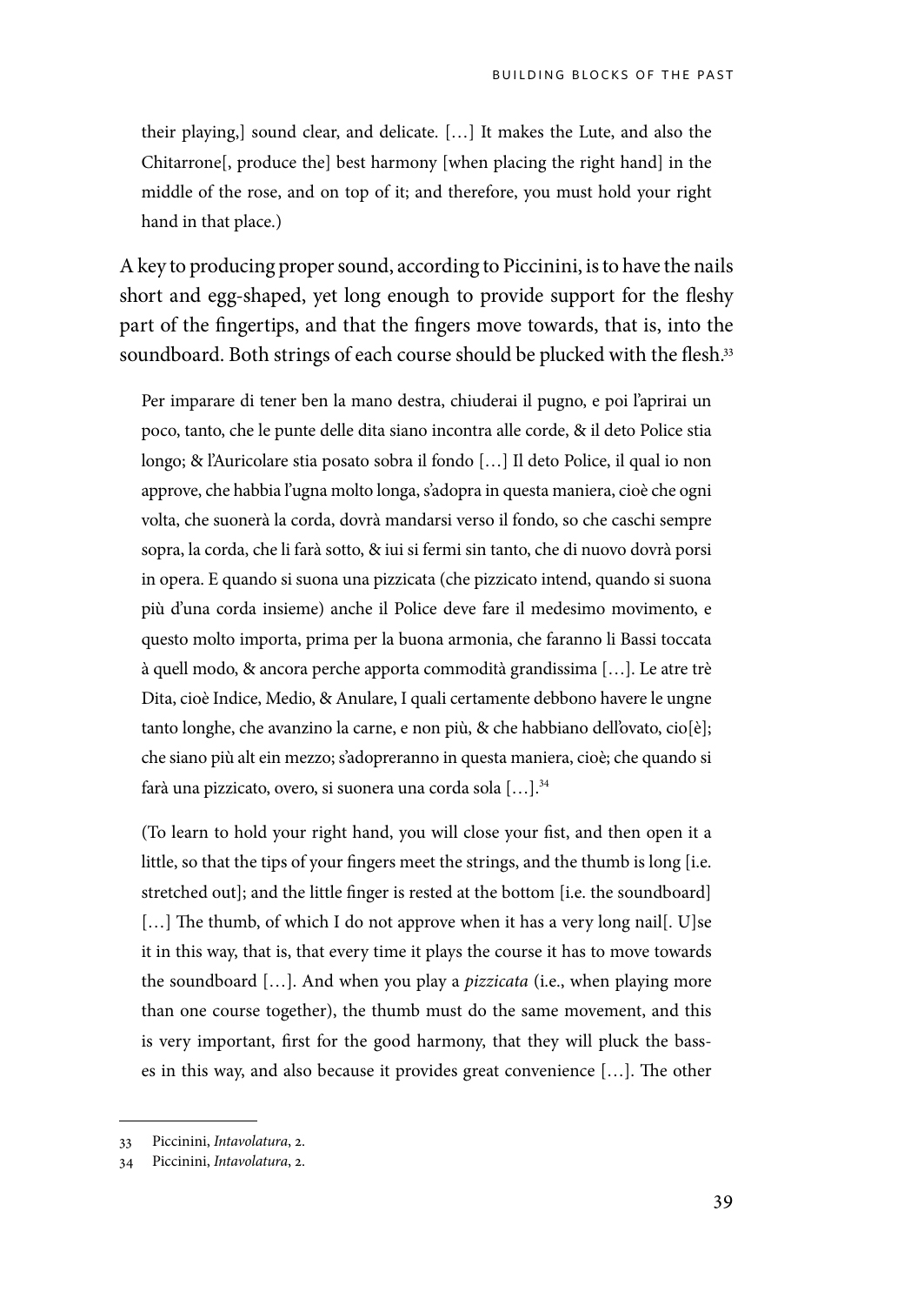their playing,] sound clear, and delicate. […] It makes the Lute, and also the Chitarrone[, produce the] best harmony [when placing the right hand] in the middle of the rose, and on top of it; and therefore, you must hold your right hand in that place.)

A key to producing proper sound, according to Piccinini, is to have the nails short and egg-shaped, yet long enough to provide support for the fleshy part of the fingertips, and that the fingers move towards, that is, into the soundboard. Both strings of each course should be plucked with the flesh.[33]

> Per imparare di tener ben la mano destra, chiuderai il pugno, e poi l'aprirai un poco, tanto, che le punte delle dita siano incontra alle corde, & il deto Police stia longo; & l'Auricolare stia posato sobra il fondo […] Il deto Police, il qual io non approve, che habbia l'ugna molto longa, s'adopra in questa maniera, cioè che ogni volta, che suonerà la corda, dovrà mandarsi verso il fondo, so che caschi sempre sopra, la corda, che li farà sotto, & iui si fermi sin tanto, che di nuovo dovrà porsi in opera. E quando si suona una pizzicata (che pizzicato intend, quando si suona più d'una corda insieme) anche il Police deve fare il medesimo movimento, e questo molto importa, prima per la buona armonia, che faranno li Bassi toccata à quell modo, & ancora perche apporta commodità grandissima […]. Le atre trè Dita, cioè Indice, Medio, & Anulare, I quali certamente debbono havere le ungne tanto longhe, che avanzino la carne, e non più, & che habbiano dell'ovato, cio[è]; che siano più alt ein mezzo; s'adopreranno in questa maniera, cioè; che quando si farà una pizzicato, overo, si suonera una corda sola […].[34]
>
> (To learn to hold your right hand, you will close your fist, and then open it a little, so that the tips of your fingers meet the strings, and the thumb is long [i.e. stretched out]; and the little finger is rested at the bottom [i.e. the soundboard] […] The thumb, of which I do not approve when it has a very long nail[. U]se it in this way, that is, that every time it plays the course it has to move towards the soundboard […]. And when you play a *pizzicata* (i.e., when playing more than one course together), the thumb must do the same movement, and this is very important, first for the good harmony, that they will pluck the basses in this way, and also because it provides great convenience […]. The other

---

33 Piccinini, *Intavolatura*, 2.

34 Piccinini, *Intavolatura*, 2.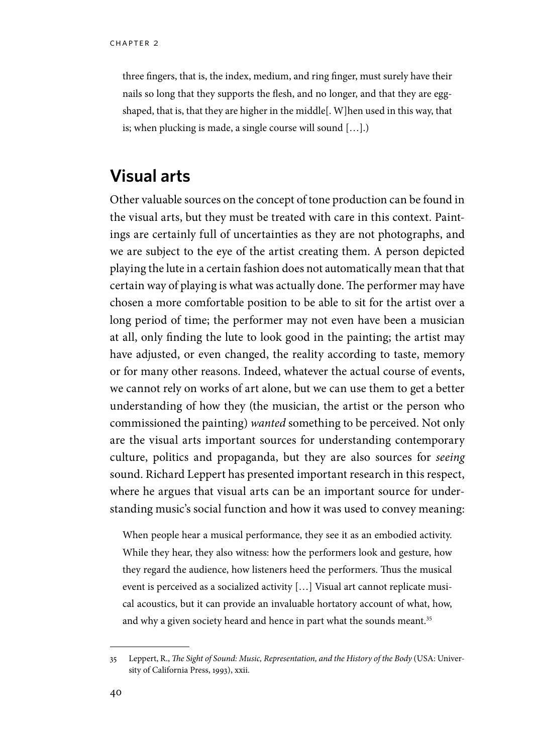three fingers, that is, the index, medium, and ring finger, must surely have their nails so long that they supports the flesh, and no longer, and that they are egg-shaped, that is, that they are higher in the middle[. W]hen used in this way, that is; when plucking is made, a single course will sound […].)

## Visual arts

Other valuable sources on the concept of tone production can be found in the visual arts, but they must be treated with care in this context. Paintings are certainly full of uncertainties as they are not photographs, and we are subject to the eye of the artist creating them. A person depicted playing the lute in a certain fashion does not automatically mean that that certain way of playing is what was actually done. The performer may have chosen a more comfortable position to be able to sit for the artist over a long period of time; the performer may not even have been a musician at all, only finding the lute to look good in the painting; the artist may have adjusted, or even changed, the reality according to taste, memory or for many other reasons. Indeed, whatever the actual course of events, we cannot rely on works of art alone, but we can use them to get a better understanding of how they (the musician, the artist or the person who commissioned the painting) *wanted* something to be perceived. Not only are the visual arts important sources for understanding contemporary culture, politics and propaganda, but they are also sources for *seeing* sound. Richard Leppert has presented important research in this respect, where he argues that visual arts can be an important source for understanding music's social function and how it was used to convey meaning:

> When people hear a musical performance, they see it as an embodied activity. While they hear, they also witness: how the performers look and gesture, how they regard the audience, how listeners heed the performers. Thus the musical event is perceived as a socialized activity […] Visual art cannot replicate musical acoustics, but it can provide an invaluable hortatory account of what, how, and why a given society heard and hence in part what the sounds meant.[35]

---

35 Leppert, R., *The Sight of Sound: Music, Representation, and the History of the Body* (USA: University of California Press, 1993), xxii.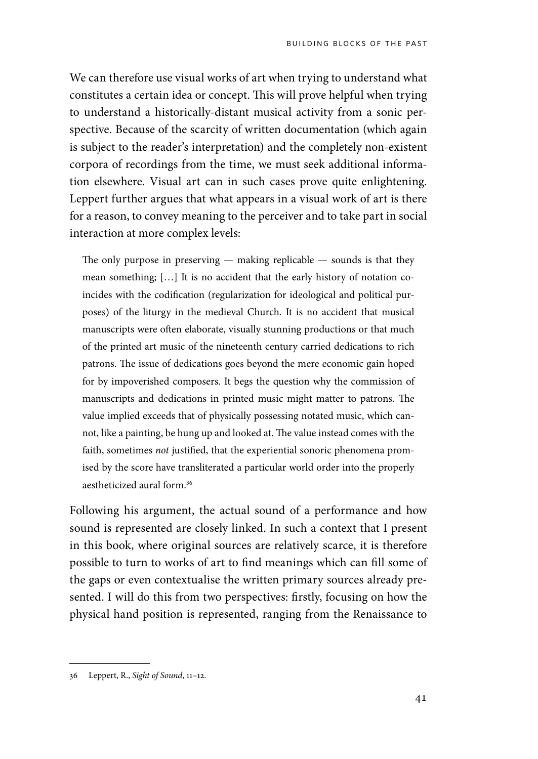We can therefore use visual works of art when trying to understand what constitutes a certain idea or concept. This will prove helpful when trying to understand a historically-distant musical activity from a sonic perspective. Because of the scarcity of written documentation (which again is subject to the reader's interpretation) and the completely non-existent corpora of recordings from the time, we must seek additional information elsewhere. Visual art can in such cases prove quite enlightening. Leppert further argues that what appears in a visual work of art is there for a reason, to convey meaning to the perceiver and to take part in social interaction at more complex levels:

> The only purpose in preserving — making replicable — sounds is that they mean something; […] It is no accident that the early history of notation coincides with the codification (regularization for ideological and political purposes) of the liturgy in the medieval Church. It is no accident that musical manuscripts were often elaborate, visually stunning productions or that much of the printed art music of the nineteenth century carried dedications to rich patrons. The issue of dedications goes beyond the mere economic gain hoped for by impoverished composers. It begs the question why the commission of manuscripts and dedications in printed music might matter to patrons. The value implied exceeds that of physically possessing notated music, which cannot, like a painting, be hung up and looked at. The value instead comes with the faith, sometimes *not* justified, that the experiential sonoric phenomena promised by the score have transliterated a particular world order into the properly aestheticized aural form.[36]

Following his argument, the actual sound of a performance and how sound is represented are closely linked. In such a context that I present in this book, where original sources are relatively scarce, it is therefore possible to turn to works of art to find meanings which can fill some of the gaps or even contextualise the written primary sources already presented. I will do this from two perspectives: firstly, focusing on how the physical hand position is represented, ranging from the Renaissance to

---

36 Leppert, R., *Sight of Sound*, 11–12.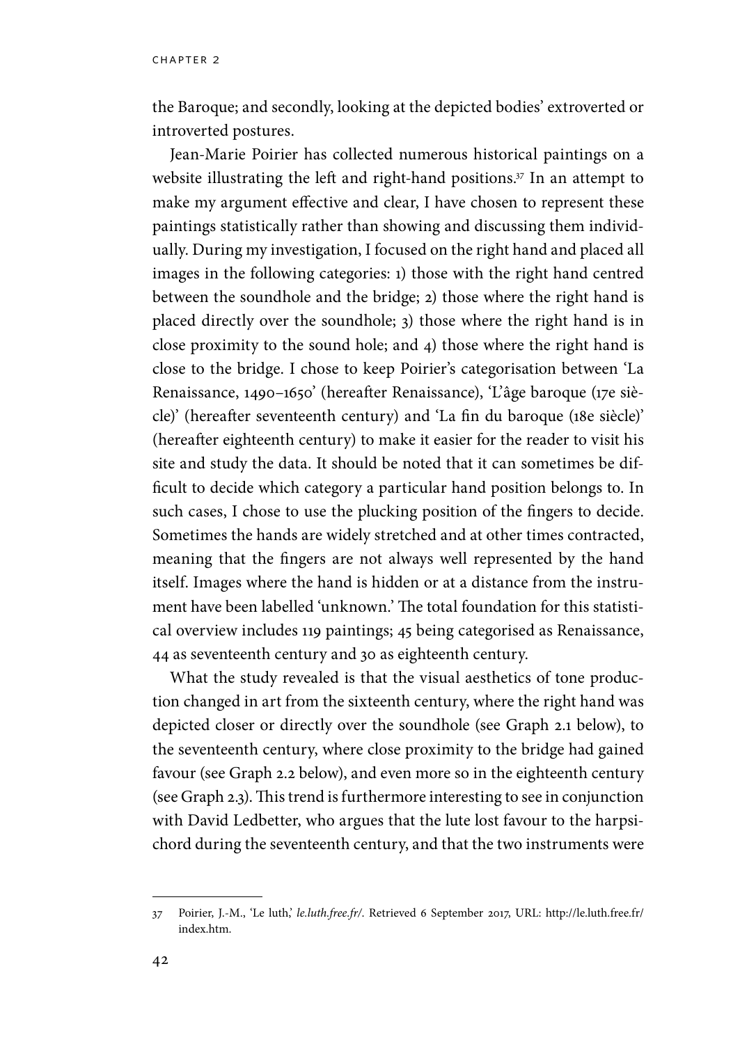the Baroque; and secondly, looking at the depicted bodies' extroverted or introverted postures.

Jean-Marie Poirier has collected numerous historical paintings on a website illustrating the left and right-hand positions.[37] In an attempt to make my argument effective and clear, I have chosen to represent these paintings statistically rather than showing and discussing them individually. During my investigation, I focused on the right hand and placed all images in the following categories: 1) those with the right hand centred between the soundhole and the bridge; 2) those where the right hand is placed directly over the soundhole; 3) those where the right hand is in close proximity to the sound hole; and 4) those where the right hand is close to the bridge. I chose to keep Poirier's categorisation between 'La Renaissance, 1490–1650' (hereafter Renaissance), 'L'âge baroque (17e siècle)' (hereafter seventeenth century) and 'La fin du baroque (18e siècle)' (hereafter eighteenth century) to make it easier for the reader to visit his site and study the data. It should be noted that it can sometimes be difficult to decide which category a particular hand position belongs to. In such cases, I chose to use the plucking position of the fingers to decide. Sometimes the hands are widely stretched and at other times contracted, meaning that the fingers are not always well represented by the hand itself. Images where the hand is hidden or at a distance from the instrument have been labelled 'unknown.' The total foundation for this statistical overview includes 119 paintings; 45 being categorised as Renaissance, 44 as seventeenth century and 30 as eighteenth century.

What the study revealed is that the visual aesthetics of tone production changed in art from the sixteenth century, where the right hand was depicted closer or directly over the soundhole (see Graph 2.1 below), to the seventeenth century, where close proximity to the bridge had gained favour (see Graph 2.2 below), and even more so in the eighteenth century (see Graph 2.3). This trend is furthermore interesting to see in conjunction with David Ledbetter, who argues that the lute lost favour to the harpsichord during the seventeenth century, and that the two instruments were

---

37 Poirier, J.-M., 'Le luth,' *le.luth.free.fr/*. Retrieved 6 September 2017, URL: http://le.luth.free.fr/index.htm.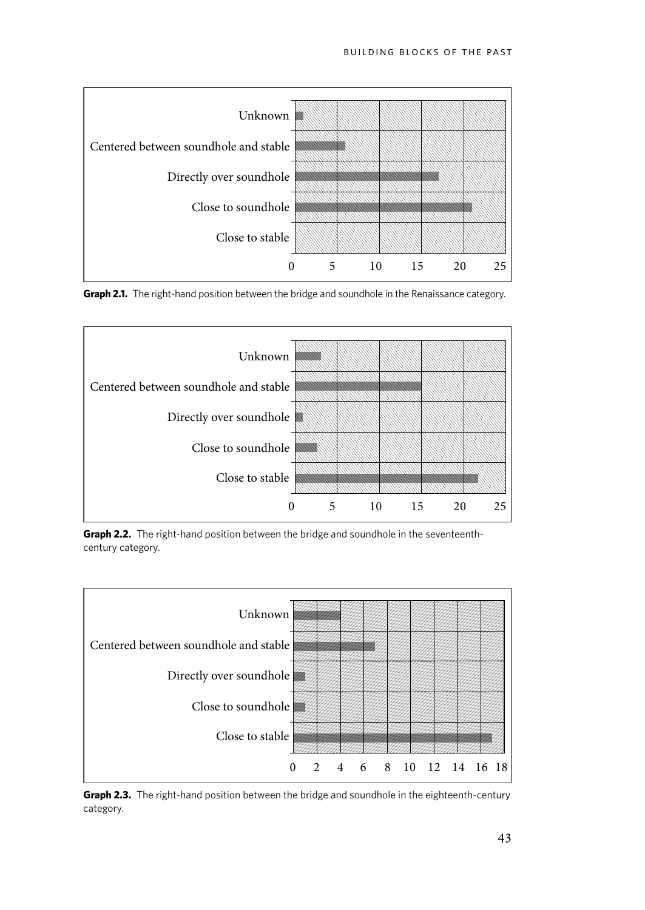Unknown
Centered between soundhole and stable
Directly over soundhole
Close to soundhole
Close to stable

0 5 10 15 20 25

**Graph 2.1.** The right-hand position between the bridge and soundhole in the Renaissance category.

Unknown
Centered between soundhole and stable
Directly over soundhole
Close to soundhole
Close to stable

0 5 10 15 20 25

**Graph 2.2.** The right-hand position between the bridge and soundhole in the seventeenth-century category.

Unknown
Centered between soundhole and stable
Directly over soundhole
Close to soundhole
Close to stable

0 2 4 6 8 10 12 14 16 18

**Graph 2.3.** The right-hand position between the bridge and soundhole in the eighteenth-century category.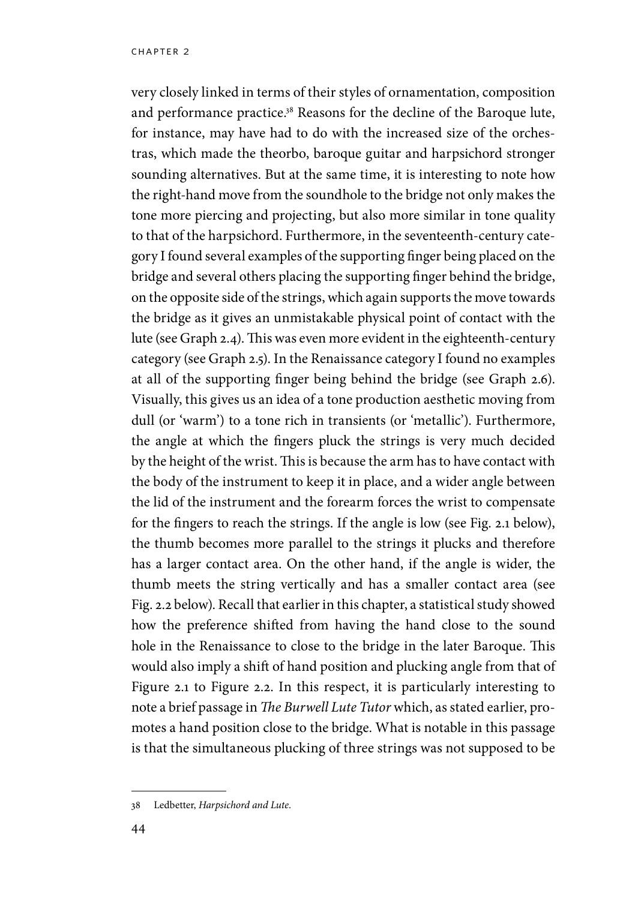very closely linked in terms of their styles of ornamentation, composition and performance practice.[38] Reasons for the decline of the Baroque lute, for instance, may have had to do with the increased size of the orchestras, which made the theorbo, baroque guitar and harpsichord stronger sounding alternatives. But at the same time, it is interesting to note how the right-hand move from the soundhole to the bridge not only makes the tone more piercing and projecting, but also more similar in tone quality to that of the harpsichord. Furthermore, in the seventeenth-century category I found several examples of the supporting finger being placed on the bridge and several others placing the supporting finger behind the bridge, on the opposite side of the strings, which again supports the move towards the bridge as it gives an unmistakable physical point of contact with the lute (see Graph 2.4). This was even more evident in the eighteenth-century category (see Graph 2.5). In the Renaissance category I found no examples at all of the supporting finger being behind the bridge (see Graph 2.6). Visually, this gives us an idea of a tone production aesthetic moving from dull (or 'warm') to a tone rich in transients (or 'metallic'). Furthermore, the angle at which the fingers pluck the strings is very much decided by the height of the wrist. This is because the arm has to have contact with the body of the instrument to keep it in place, and a wider angle between the lid of the instrument and the forearm forces the wrist to compensate for the fingers to reach the strings. If the angle is low (see Fig. 2.1 below), the thumb becomes more parallel to the strings it plucks and therefore has a larger contact area. On the other hand, if the angle is wider, the thumb meets the string vertically and has a smaller contact area (see Fig. 2.2 below). Recall that earlier in this chapter, a statistical study showed how the preference shifted from having the hand close to the sound hole in the Renaissance to close to the bridge in the later Baroque. This would also imply a shift of hand position and plucking angle from that of Figure 2.1 to Figure 2.2. In this respect, it is particularly interesting to note a brief passage in *The Burwell Lute Tutor* which, as stated earlier, promotes a hand position close to the bridge. What is notable in this passage is that the simultaneous plucking of three strings was not supposed to be

---

38 Ledbetter, *Harpsichord and Lute*.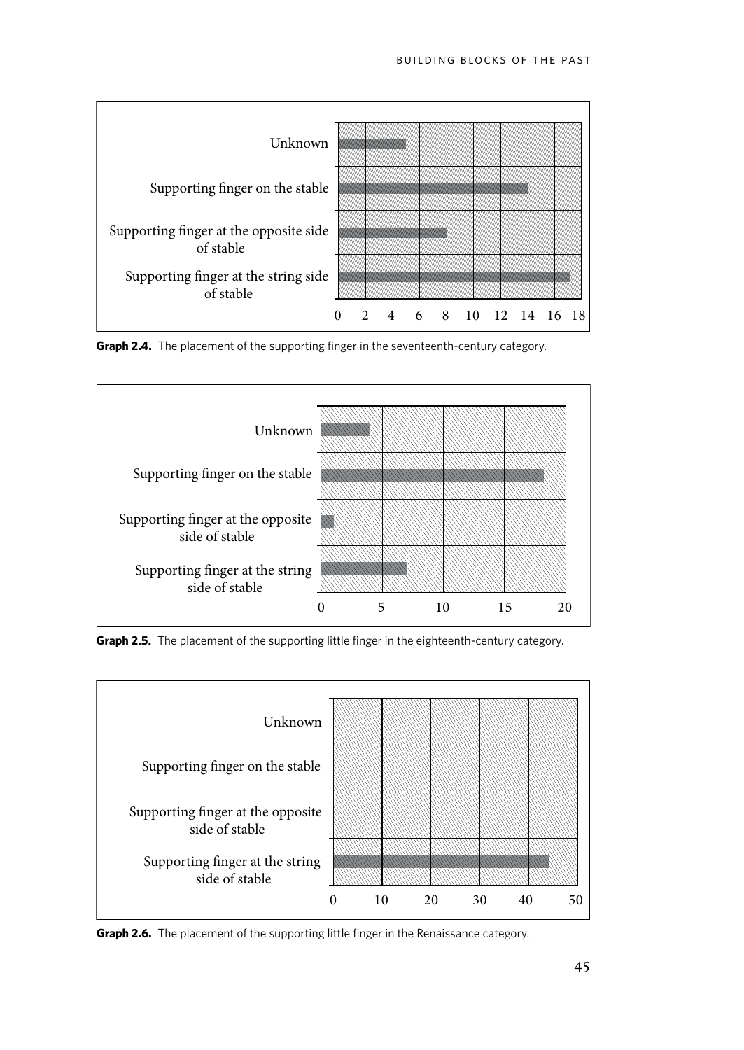Unknown

Supporting finger on the stable

Supporting finger at the opposite side of stable

Supporting finger at the string side of stable

0 2 4 6 8 10 12 14 16 18

**Graph 2.4.** The placement of the supporting finger in the seventeenth-century category.

Unknown

Supporting finger on the stable

Supporting finger at the opposite side of stable

Supporting finger at the string side of stable

0 5 10 15 20

**Graph 2.5.** The placement of the supporting little finger in the eighteenth-century category.

Unknown

Supporting finger on the stable

Supporting finger at the opposite side of stable

Supporting finger at the string side of stable

0 10 20 30 40 50

**Graph 2.6.** The placement of the supporting little finger in the Renaissance category.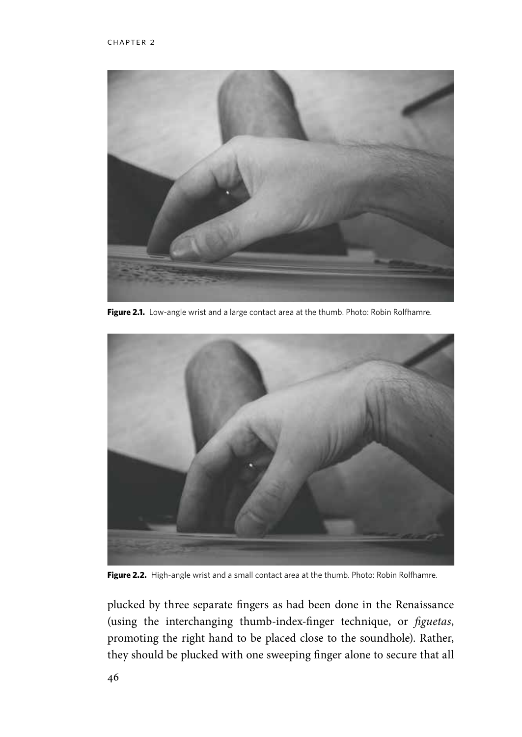**Figure 2.1.** Low-angle wrist and a large contact area at the thumb. Photo: Robin Rolfhamre.

**Figure 2.2.** High-angle wrist and a small contact area at the thumb. Photo: Robin Rolfhamre.

plucked by three separate fingers as had been done in the Renaissance (using the interchanging thumb-index-finger technique, or *figuetas*, promoting the right hand to be placed close to the soundhole). Rather, they should be plucked with one sweeping finger alone to secure that all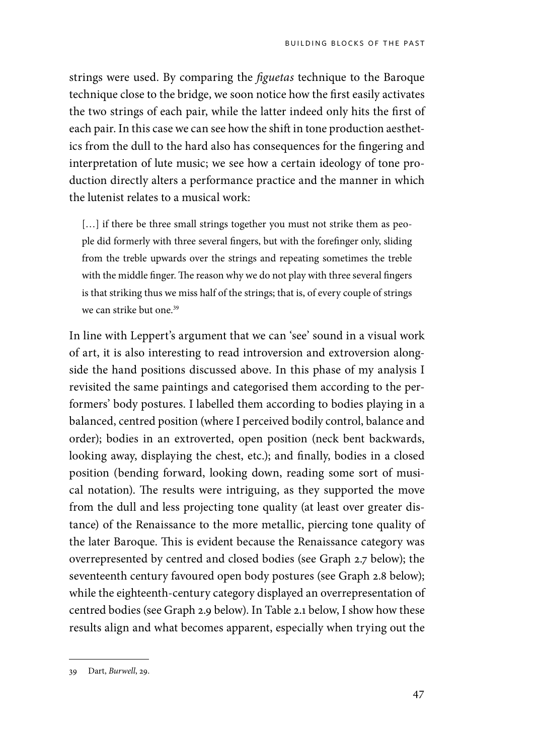strings were used. By comparing the *figuetas* technique to the Baroque technique close to the bridge, we soon notice how the first easily activates the two strings of each pair, while the latter indeed only hits the first of each pair. In this case we can see how the shift in tone production aesthetics from the dull to the hard also has consequences for the fingering and interpretation of lute music; we see how a certain ideology of tone production directly alters a performance practice and the manner in which the lutenist relates to a musical work:

> […] if there be three small strings together you must not strike them as people did formerly with three several fingers, but with the forefinger only, sliding from the treble upwards over the strings and repeating sometimes the treble with the middle finger. The reason why we do not play with three several fingers is that striking thus we miss half of the strings; that is, of every couple of strings we can strike but one.[39]

In line with Leppert's argument that we can 'see' sound in a visual work of art, it is also interesting to read introversion and extroversion alongside the hand positions discussed above. In this phase of my analysis I revisited the same paintings and categorised them according to the performers' body postures. I labelled them according to bodies playing in a balanced, centred position (where I perceived bodily control, balance and order); bodies in an extroverted, open position (neck bent backwards, looking away, displaying the chest, etc.); and finally, bodies in a closed position (bending forward, looking down, reading some sort of musical notation). The results were intriguing, as they supported the move from the dull and less projecting tone quality (at least over greater distance) of the Renaissance to the more metallic, piercing tone quality of the later Baroque. This is evident because the Renaissance category was overrepresented by centred and closed bodies (see Graph 2.7 below); the seventeenth century favoured open body postures (see Graph 2.8 below); while the eighteenth-century category displayed an overrepresentation of centred bodies (see Graph 2.9 below). In Table 2.1 below, I show how these results align and what becomes apparent, especially when trying out the

---

39 Dart, *Burwell*, 29.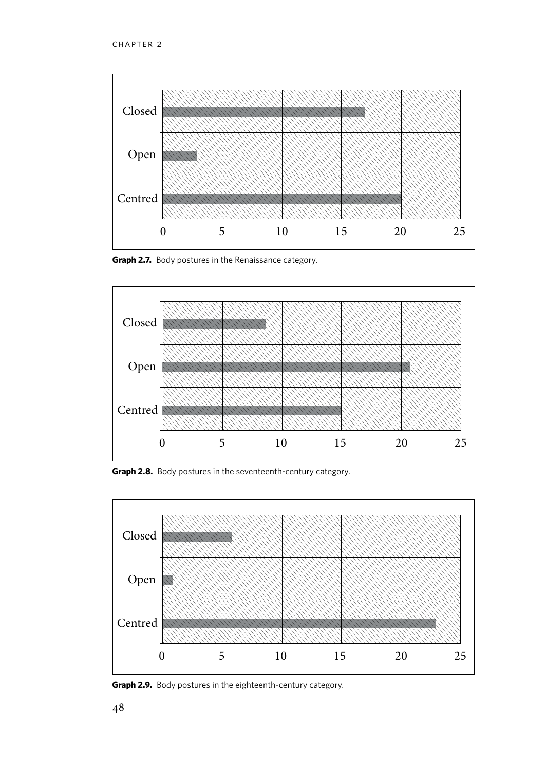**Graph 2.7.** Body postures in the Renaissance category.

**Graph 2.8.** Body postures in the seventeenth-century category.

**Graph 2.9.** Body postures in the eighteenth-century category.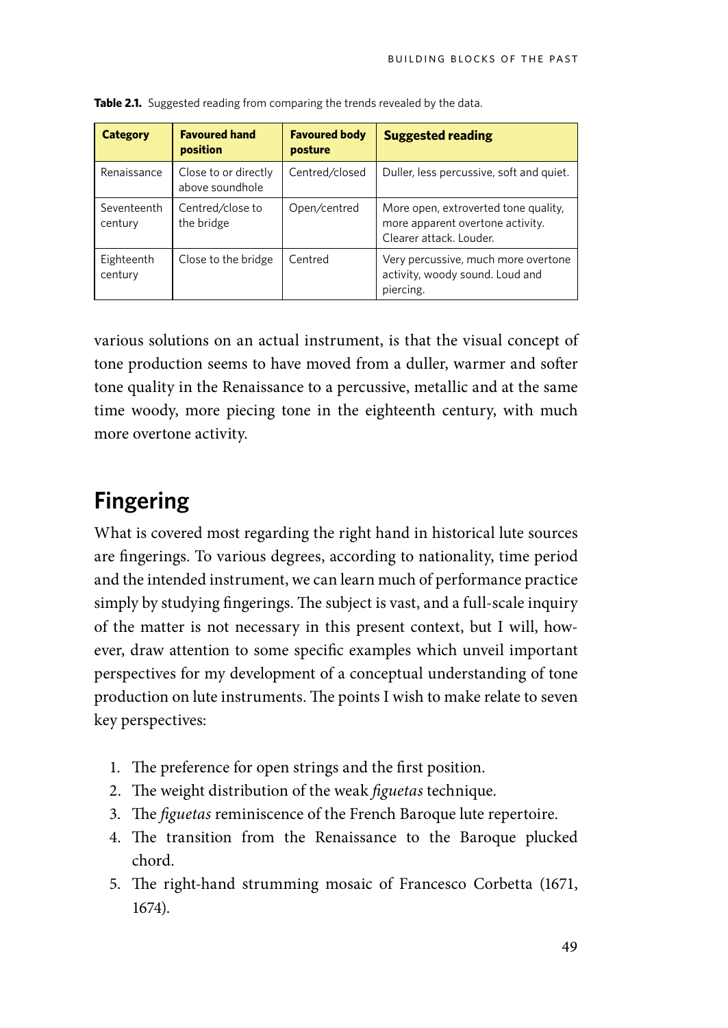**Table 2.1.** Suggested reading from comparing the trends revealed by the data.

| Category | Favoured hand position | Favoured body posture | Suggested reading |
|---|---|---|---|
| Renaissance | Close to or directly above soundhole | Centred/closed | Duller, less percussive, soft and quiet. |
| Seventeenth century | Centred/close to the bridge | Open/centred | More open, extroverted tone quality, more apparent overtone activity. Clearer attack. Louder. |
| Eighteenth century | Close to the bridge | Centred | Very percussive, much more overtone activity, woody sound. Loud and piercing. |

various solutions on an actual instrument, is that the visual concept of tone production seems to have moved from a duller, warmer and softer tone quality in the Renaissance to a percussive, metallic and at the same time woody, more piecing tone in the eighteenth century, with much more overtone activity.

## Fingering

What is covered most regarding the right hand in historical lute sources are fingerings. To various degrees, according to nationality, time period and the intended instrument, we can learn much of performance practice simply by studying fingerings. The subject is vast, and a full-scale inquiry of the matter is not necessary in this present context, but I will, however, draw attention to some specific examples which unveil important perspectives for my development of a conceptual understanding of tone production on lute instruments. The points I wish to make relate to seven key perspectives:

1. The preference for open strings and the first position.
2. The weight distribution of the weak *figuetas* technique.
3. The *figuetas* reminiscence of the French Baroque lute repertoire.
4. The transition from the Renaissance to the Baroque plucked chord.
5. The right-hand strumming mosaic of Francesco Corbetta (1671, 1674).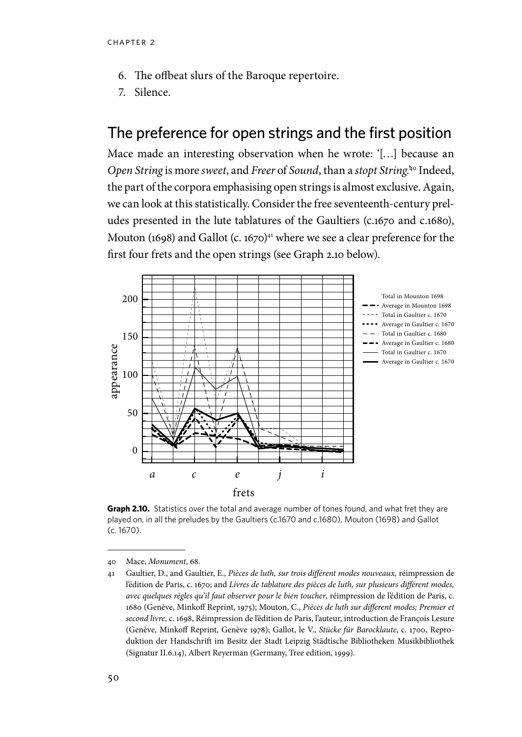6. The offbeat slurs of the Baroque repertoire.
7. Silence.

## The preference for open strings and the first position

Mace made an interesting observation when he wrote: '[…] because an *Open String* is more *sweet*, and *Freer* of *Sound*, than a *stopt String*.'[40] Indeed, the part of the corpora emphasising open strings is almost exclusive. Again, we can look at this statistically. Consider the free seventeenth-century preludes presented in the lute tablatures of the Gaultiers (c.1670 and c.1680), Mouton (1698) and Gallot (c. 1670)[41] where we see a clear preference for the first four frets and the open strings (see Graph 2.10 below).

**Graph 2.10.** Statistics over the total and average number of tones found, and what fret they are played on, in all the preludes by the Gaultiers (c.1670 and c.1680), Mouton (1698) and Gallot (c. 1670).

---

40 Mace, *Monument*, 68.

41 Gaultier, D., and Gaultier, E., *Pièces de luth, sur trois différent modes nouveaux,* réimpression de l'édition de Paris, c. 1670; and *Livres de tablature des pièces de luth, sur plusieurs différent modes, avec quelques règles qu'il faut observer pour le bien toucher*, réimpression de l'édition de Paris, c. 1680 (Genève, Minkoff Reprint, 1975); Mouton, C., *Pièces de luth sur different modes; Premier et second livre*, c. 1698, Réimpression de l'édition de Paris, l'auteur, introduction de François Lesure (Genève, Minkoff Reprint, Genève 1978); Gallot, le V., *Stücke für Barocklaute*, c. 1700, Reproduktion der Handschrift im Besitz der Stadt Leipzig Städtische Bibliotheken Musikbibliothek (Signatur II.6.14), Albert Reyerman (Germany, Tree edition, 1999).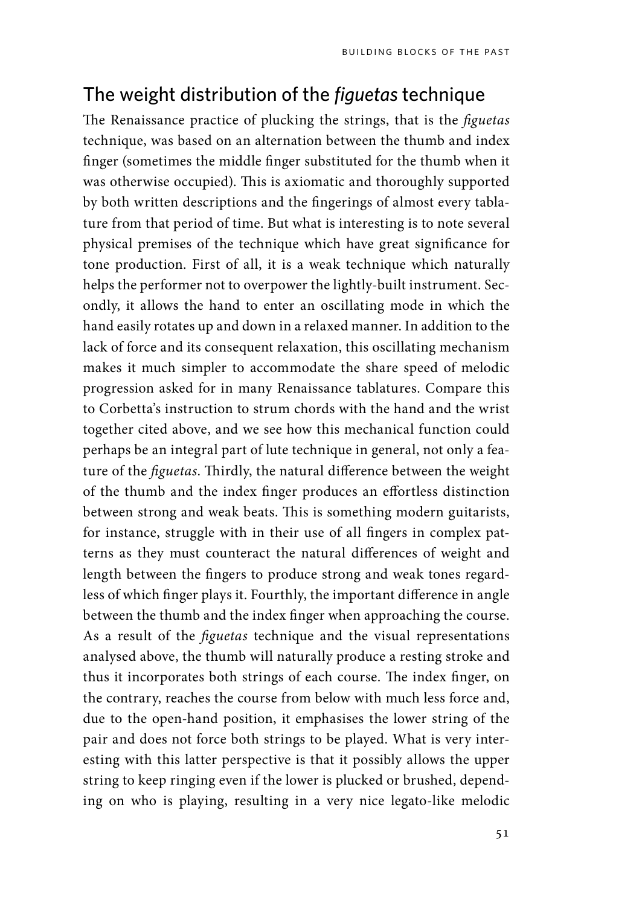## The weight distribution of the *figuetas* technique

The Renaissance practice of plucking the strings, that is the *figuetas* technique, was based on an alternation between the thumb and index finger (sometimes the middle finger substituted for the thumb when it was otherwise occupied). This is axiomatic and thoroughly supported by both written descriptions and the fingerings of almost every tablature from that period of time. But what is interesting is to note several physical premises of the technique which have great significance for tone production. First of all, it is a weak technique which naturally helps the performer not to overpower the lightly-built instrument. Secondly, it allows the hand to enter an oscillating mode in which the hand easily rotates up and down in a relaxed manner. In addition to the lack of force and its consequent relaxation, this oscillating mechanism makes it much simpler to accommodate the share speed of melodic progression asked for in many Renaissance tablatures. Compare this to Corbetta's instruction to strum chords with the hand and the wrist together cited above, and we see how this mechanical function could perhaps be an integral part of lute technique in general, not only a feature of the *figuetas*. Thirdly, the natural difference between the weight of the thumb and the index finger produces an effortless distinction between strong and weak beats. This is something modern guitarists, for instance, struggle with in their use of all fingers in complex patterns as they must counteract the natural differences of weight and length between the fingers to produce strong and weak tones regardless of which finger plays it. Fourthly, the important difference in angle between the thumb and the index finger when approaching the course. As a result of the *figuetas* technique and the visual representations analysed above, the thumb will naturally produce a resting stroke and thus it incorporates both strings of each course. The index finger, on the contrary, reaches the course from below with much less force and, due to the open-hand position, it emphasises the lower string of the pair and does not force both strings to be played. What is very interesting with this latter perspective is that it possibly allows the upper string to keep ringing even if the lower is plucked or brushed, depending on who is playing, resulting in a very nice legato-like melodic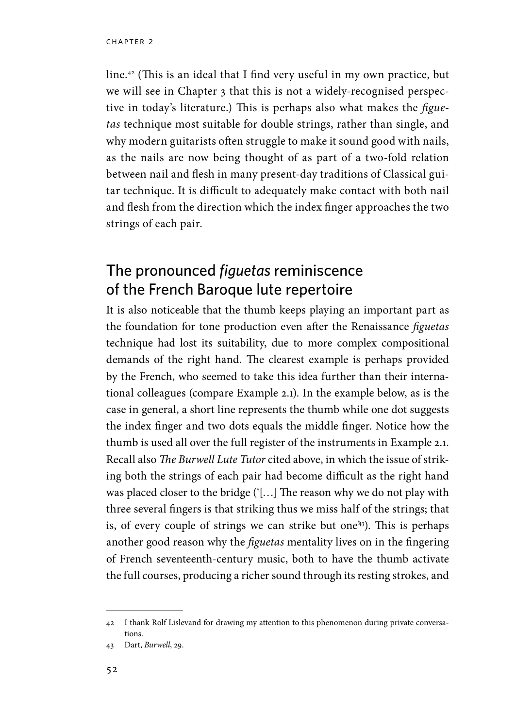line.[42] (This is an ideal that I find very useful in my own practice, but we will see in Chapter 3 that this is not a widely-recognised perspective in today's literature.) This is perhaps also what makes the *figuetas* technique most suitable for double strings, rather than single, and why modern guitarists often struggle to make it sound good with nails, as the nails are now being thought of as part of a two-fold relation between nail and flesh in many present-day traditions of Classical guitar technique. It is difficult to adequately make contact with both nail and flesh from the direction which the index finger approaches the two strings of each pair.

## The pronounced *figuetas* reminiscence of the French Baroque lute repertoire

It is also noticeable that the thumb keeps playing an important part as the foundation for tone production even after the Renaissance *figuetas* technique had lost its suitability, due to more complex compositional demands of the right hand. The clearest example is perhaps provided by the French, who seemed to take this idea further than their international colleagues (compare Example 2.1). In the example below, as is the case in general, a short line represents the thumb while one dot suggests the index finger and two dots equals the middle finger. Notice how the thumb is used all over the full register of the instruments in Example 2.1. Recall also *The Burwell Lute Tutor* cited above, in which the issue of striking both the strings of each pair had become difficult as the right hand was placed closer to the bridge ('[…] The reason why we do not play with three several fingers is that striking thus we miss half of the strings; that is, of every couple of strings we can strike but one'[43]). This is perhaps another good reason why the *figuetas* mentality lives on in the fingering of French seventeenth-century music, both to have the thumb activate the full courses, producing a richer sound through its resting strokes, and

---

42 I thank Rolf Lislevand for drawing my attention to this phenomenon during private conversations.

43 Dart, *Burwell*, 29.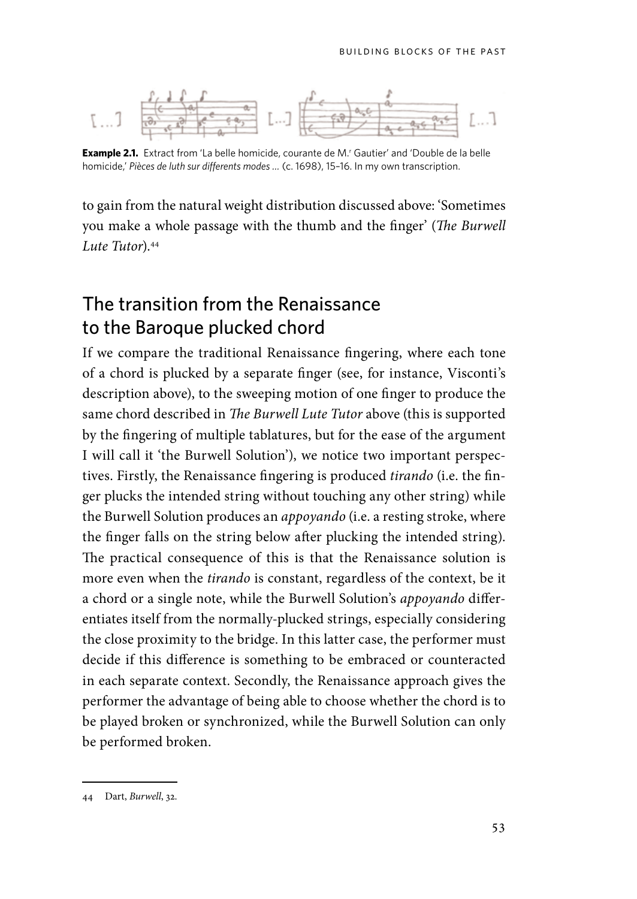**Example 2.1.** Extract from 'La belle homicide, courante de M.r Gautier' and 'Double de la belle homicide,' *Pièces de luth sur differents modes …* (c. 1698), 15–16. In my own transcription.

to gain from the natural weight distribution discussed above: 'Sometimes you make a whole passage with the thumb and the finger' (*The Burwell Lute Tutor*).[44]

## The transition from the Renaissance to the Baroque plucked chord

If we compare the traditional Renaissance fingering, where each tone of a chord is plucked by a separate finger (see, for instance, Visconti's description above), to the sweeping motion of one finger to produce the same chord described in *The Burwell Lute Tutor* above (this is supported by the fingering of multiple tablatures, but for the ease of the argument I will call it 'the Burwell Solution'), we notice two important perspectives. Firstly, the Renaissance fingering is produced *tirando* (i.e. the finger plucks the intended string without touching any other string) while the Burwell Solution produces an *appoyando* (i.e. a resting stroke, where the finger falls on the string below after plucking the intended string). The practical consequence of this is that the Renaissance solution is more even when the *tirando* is constant, regardless of the context, be it a chord or a single note, while the Burwell Solution's *appoyando* differentiates itself from the normally-plucked strings, especially considering the close proximity to the bridge. In this latter case, the performer must decide if this difference is something to be embraced or counteracted in each separate context. Secondly, the Renaissance approach gives the performer the advantage of being able to choose whether the chord is to be played broken or synchronized, while the Burwell Solution can only be performed broken.

---

44 Dart, *Burwell*, 32.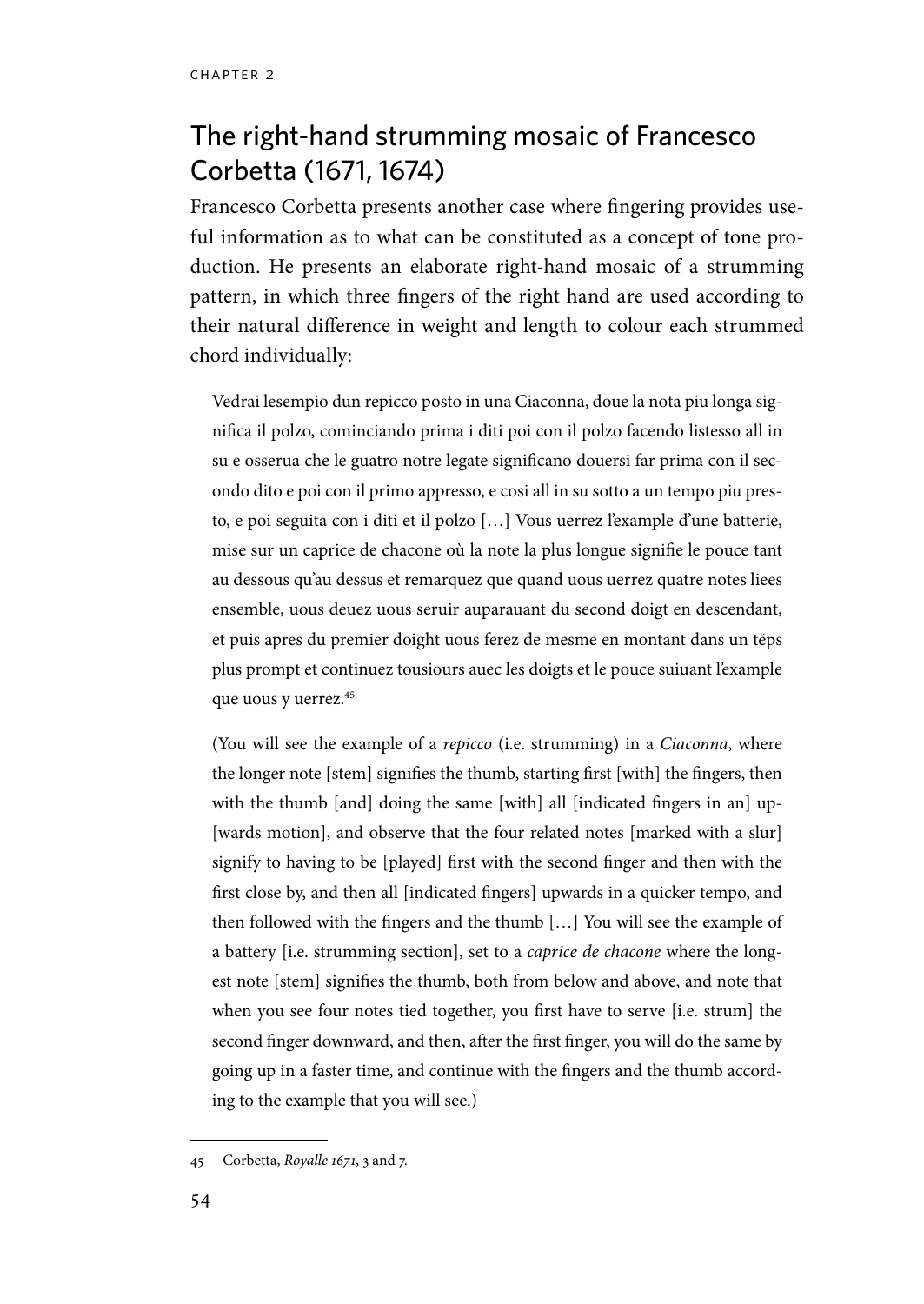## The right-hand strumming mosaic of Francesco Corbetta (1671, 1674)

Francesco Corbetta presents another case where fingering provides useful information as to what can be constituted as a concept of tone production. He presents an elaborate right-hand mosaic of a strumming pattern, in which three fingers of the right hand are used according to their natural difference in weight and length to colour each strummed chord individually:

> Vedrai lesempio dun repicco posto in una Ciaconna, doue la nota piu longa significa il polzo, cominciando prima i diti poi con il polzo facendo listesso all in su e osserua che le guatro notre legate significano douersi far prima con il secondo dito e poi con il primo appresso, e cosi all in su sotto a un tempo piu presto, e poi seguita con i diti et il polzo […] Vous uerrez l'example d'une batterie, mise sur un caprice de chacone où la note la plus longue signifie le pouce tant au dessous qu'au dessus et remarquez que quand uous uerrez quatre notes liees ensemble, uous deuez uous seruir auparauant du second doigt en descendant, et puis apres du premier doight uous ferez de mesme en montant dans un tĕps plus prompt et continuez tousiours auec les doigts et le pouce suiuant l'example que uous y uerrez.[45]
>
> (You will see the example of a *repicco* (i.e. strumming) in a *Ciaconna*, where the longer note [stem] signifies the thumb, starting first [with] the fingers, then with the thumb [and] doing the same [with] all [indicated fingers in an] up[wards motion], and observe that the four related notes [marked with a slur] signify to having to be [played] first with the second finger and then with the first close by, and then all [indicated fingers] upwards in a quicker tempo, and then followed with the fingers and the thumb […] You will see the example of a battery [i.e. strumming section], set to a *caprice de chacone* where the longest note [stem] signifies the thumb, both from below and above, and note that when you see four notes tied together, you first have to serve [i.e. strum] the second finger downward, and then, after the first finger, you will do the same by going up in a faster time, and continue with the fingers and the thumb according to the example that you will see.)

---

45 Corbetta, *Royalle 1671*, 3 and 7.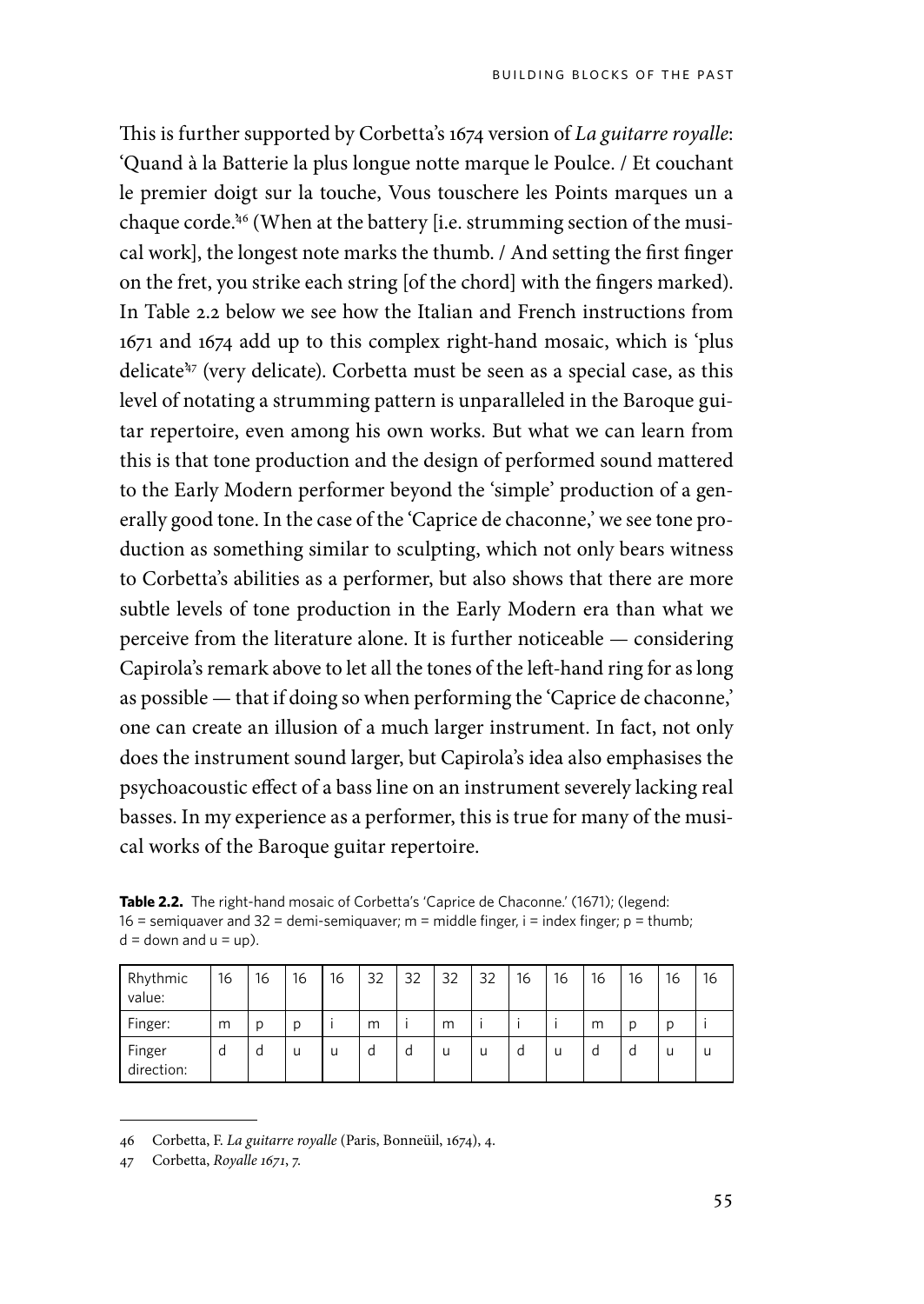This is further supported by Corbetta's 1674 version of *La guitarre royalle*: 'Quand à la Batterie la plus longue notte marque le Poulce. / Et couchant le premier doigt sur la touche, Vous touschere les Points marques un a chaque corde.'[46] (When at the battery [i.e. strumming section of the musical work], the longest note marks the thumb. / And setting the first finger on the fret, you strike each string [of the chord] with the fingers marked). In Table 2.2 below we see how the Italian and French instructions from 1671 and 1674 add up to this complex right-hand mosaic, which is 'plus delicate'[47] (very delicate). Corbetta must be seen as a special case, as this level of notating a strumming pattern is unparalleled in the Baroque guitar repertoire, even among his own works. But what we can learn from this is that tone production and the design of performed sound mattered to the Early Modern performer beyond the 'simple' production of a generally good tone. In the case of the 'Caprice de chaconne,' we see tone production as something similar to sculpting, which not only bears witness to Corbetta's abilities as a performer, but also shows that there are more subtle levels of tone production in the Early Modern era than what we perceive from the literature alone. It is further noticeable — considering Capirola's remark above to let all the tones of the left-hand ring for as long as possible — that if doing so when performing the 'Caprice de chaconne,' one can create an illusion of a much larger instrument. In fact, not only does the instrument sound larger, but Capirola's idea also emphasises the psychoacoustic effect of a bass line on an instrument severely lacking real basses. In my experience as a performer, this is true for many of the musical works of the Baroque guitar repertoire.

**Table 2.2.** The right-hand mosaic of Corbetta's 'Caprice de Chaconne.' (1671); (legend: 16 = semiquaver and 32 = demi-semiquaver; m = middle finger, i = index finger; p = thumb; d = down and u = up).

| Rhythmic value: | 16 | 16 | 16 | 16 | 32 | 32 | 32 | 32 | 16 | 16 | 16 | 16 | 16 | 16 |
|---|---|---|---|---|---|---|---|---|---|---|---|---|---|---|
| Finger: | m | p | p | i | m | i | m | i | i | i | m | p | p | i |
| Finger direction: | d | d | u | u | d | d | u | u | d | u | d | d | u | u |

---

46 Corbetta, F. *La guitarre royalle* (Paris, Bonneüil, 1674), 4.

47 Corbetta, *Royalle 1671*, 7.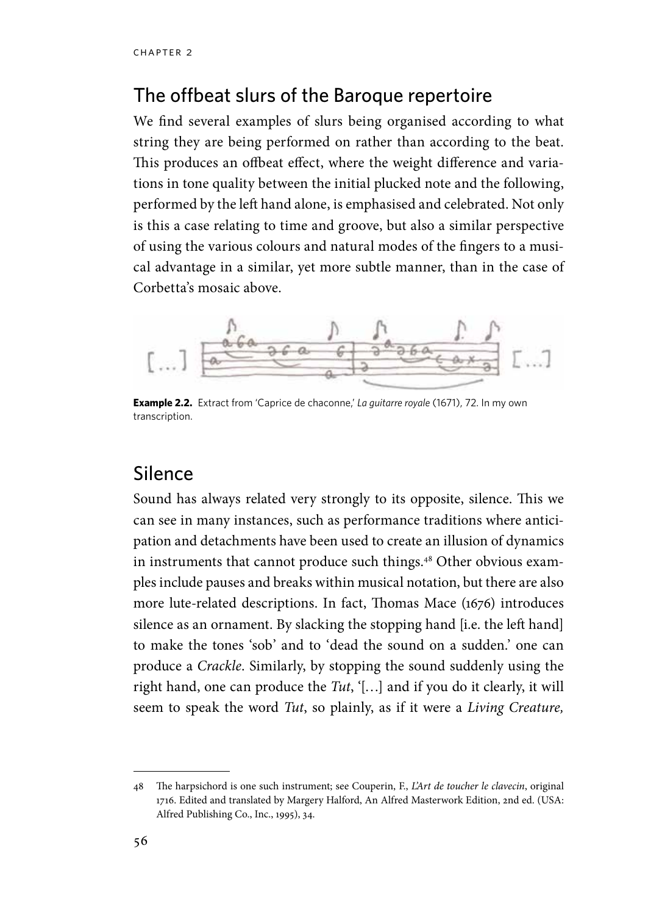## The offbeat slurs of the Baroque repertoire

We find several examples of slurs being organised according to what string they are being performed on rather than according to the beat. This produces an offbeat effect, where the weight difference and variations in tone quality between the initial plucked note and the following, performed by the left hand alone, is emphasised and celebrated. Not only is this a case relating to time and groove, but also a similar perspective of using the various colours and natural modes of the fingers to a musical advantage in a similar, yet more subtle manner, than in the case of Corbetta's mosaic above.

**Example 2.2.** Extract from 'Caprice de chaconne,' *La guitarre royale* (1671), 72. In my own transcription.

## Silence

Sound has always related very strongly to its opposite, silence. This we can see in many instances, such as performance traditions where anticipation and detachments have been used to create an illusion of dynamics in instruments that cannot produce such things.[48] Other obvious examples include pauses and breaks within musical notation, but there are also more lute-related descriptions. In fact, Thomas Mace (1676) introduces silence as an ornament. By slacking the stopping hand [i.e. the left hand] to make the tones 'sob' and to 'dead the sound on a sudden.' one can produce a *Crackle*. Similarly, by stopping the sound suddenly using the right hand, one can produce the *Tut*, '[…] and if you do it clearly, it will seem to speak the word *Tut*, so plainly, as if it were a *Living Creature,*

---

48 The harpsichord is one such instrument; see Couperin, F., *L'Art de toucher le clavecin*, original 1716. Edited and translated by Margery Halford, An Alfred Masterwork Edition, 2nd ed. (USA: Alfred Publishing Co., Inc., 1995), 34.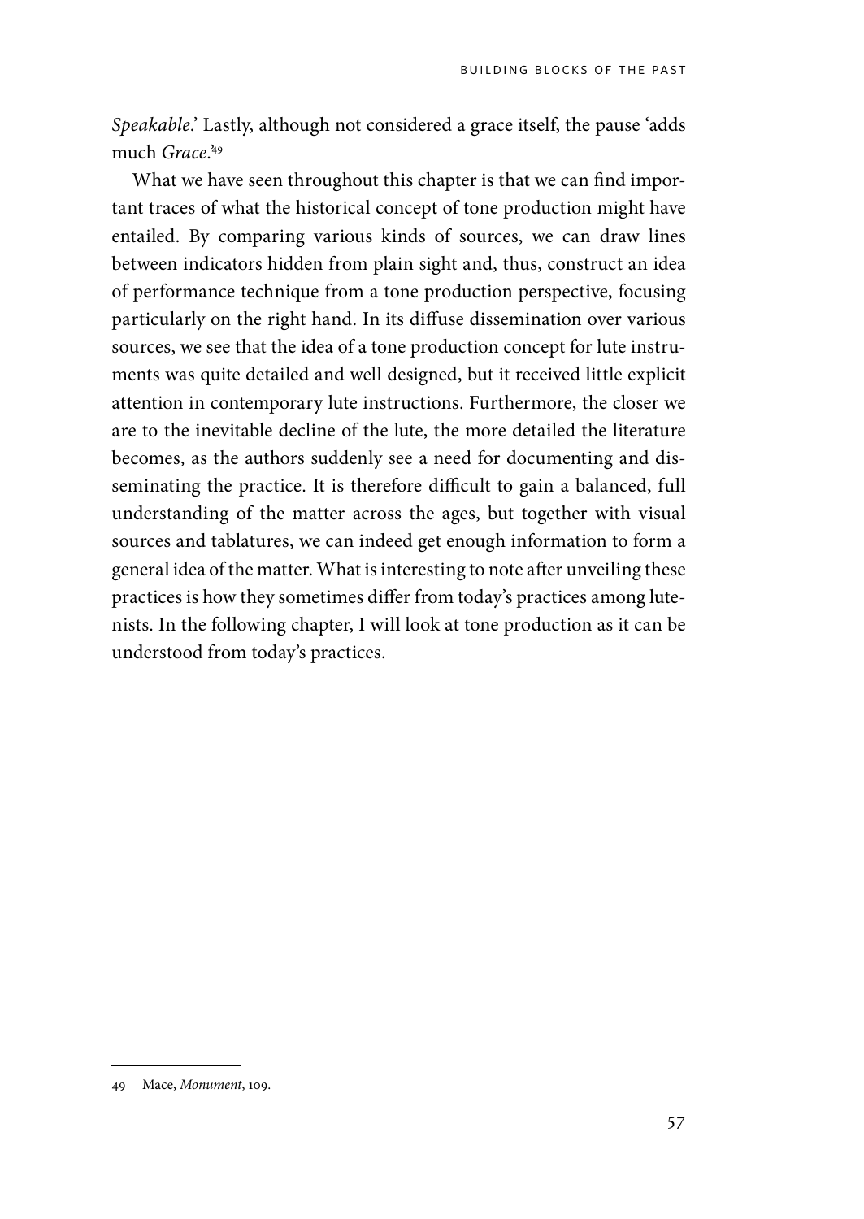*Speakable*.' Lastly, although not considered a grace itself, the pause 'adds much *Grace*.'[49]

What we have seen throughout this chapter is that we can find important traces of what the historical concept of tone production might have entailed. By comparing various kinds of sources, we can draw lines between indicators hidden from plain sight and, thus, construct an idea of performance technique from a tone production perspective, focusing particularly on the right hand. In its diffuse dissemination over various sources, we see that the idea of a tone production concept for lute instruments was quite detailed and well designed, but it received little explicit attention in contemporary lute instructions. Furthermore, the closer we are to the inevitable decline of the lute, the more detailed the literature becomes, as the authors suddenly see a need for documenting and disseminating the practice. It is therefore difficult to gain a balanced, full understanding of the matter across the ages, but together with visual sources and tablatures, we can indeed get enough information to form a general idea of the matter. What is interesting to note after unveiling these practices is how they sometimes differ from today's practices among lutenists. In the following chapter, I will look at tone production as it can be understood from today's practices.

---

49 Mace, *Monument*, 109.